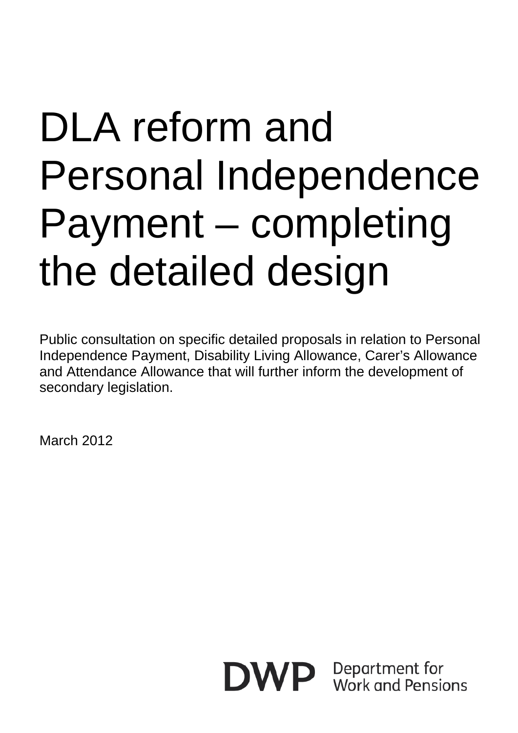# DLA reform and Personal Independence Payment – completing the detailed design

Public consultation on specific detailed proposals in relation to Personal Independence Payment, Disability Living Allowance, Carer's Allowance and Attendance Allowance that will further inform the development of secondary legislation.

March 2012

DWP Department for Work and Pensions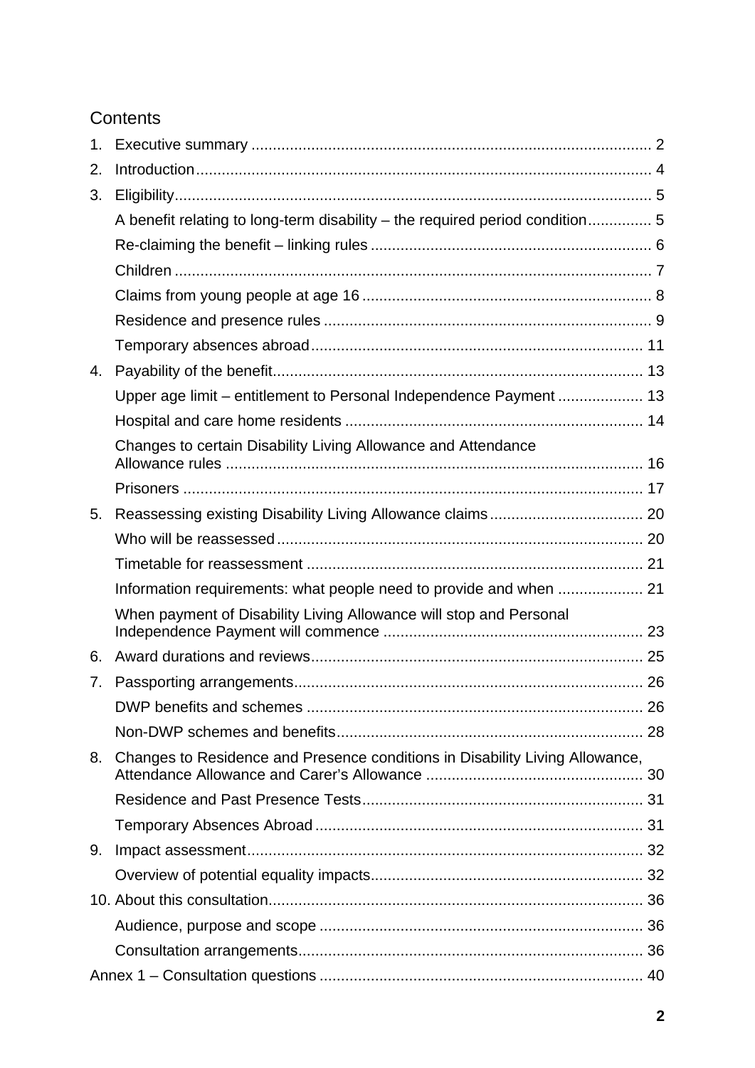## Contents

1. Executive summary ... 2
2. Introduction ... 4
3. Eligibility ... 5
   - A benefit relating to long-term disability – the required period condition ... 5
   - Re-claiming the benefit – linking rules ... 6
   - Children ... 7
   - Claims from young people at age 16 ... 8
   - Residence and presence rules ... 9
   - Temporary absences abroad ... 11
4. Payability of the benefit ... 13
   - Upper age limit – entitlement to Personal Independence Payment ... 13
   - Hospital and care home residents ... 14
   - Changes to certain Disability Living Allowance and Attendance Allowance rules ... 16
   - Prisoners ... 17
5. Reassessing existing Disability Living Allowance claims ... 20
   - Who will be reassessed ... 20
   - Timetable for reassessment ... 21
   - Information requirements: what people need to provide and when ... 21
   - When payment of Disability Living Allowance will stop and Personal Independence Payment will commence ... 23
6. Award durations and reviews ... 25
7. Passporting arrangements ... 26
   - DWP benefits and schemes ... 26
   - Non-DWP schemes and benefits ... 28
8. Changes to Residence and Presence conditions in Disability Living Allowance, Attendance Allowance and Carer's Allowance ... 30
   - Residence and Past Presence Tests ... 31
   - Temporary Absences Abroad ... 31
9. Impact assessment ... 32
   - Overview of potential equality impacts ... 32
10. About this consultation ... 36
    - Audience, purpose and scope ... 36
    - Consultation arrangements ... 36

Annex 1 – Consultation questions ... 40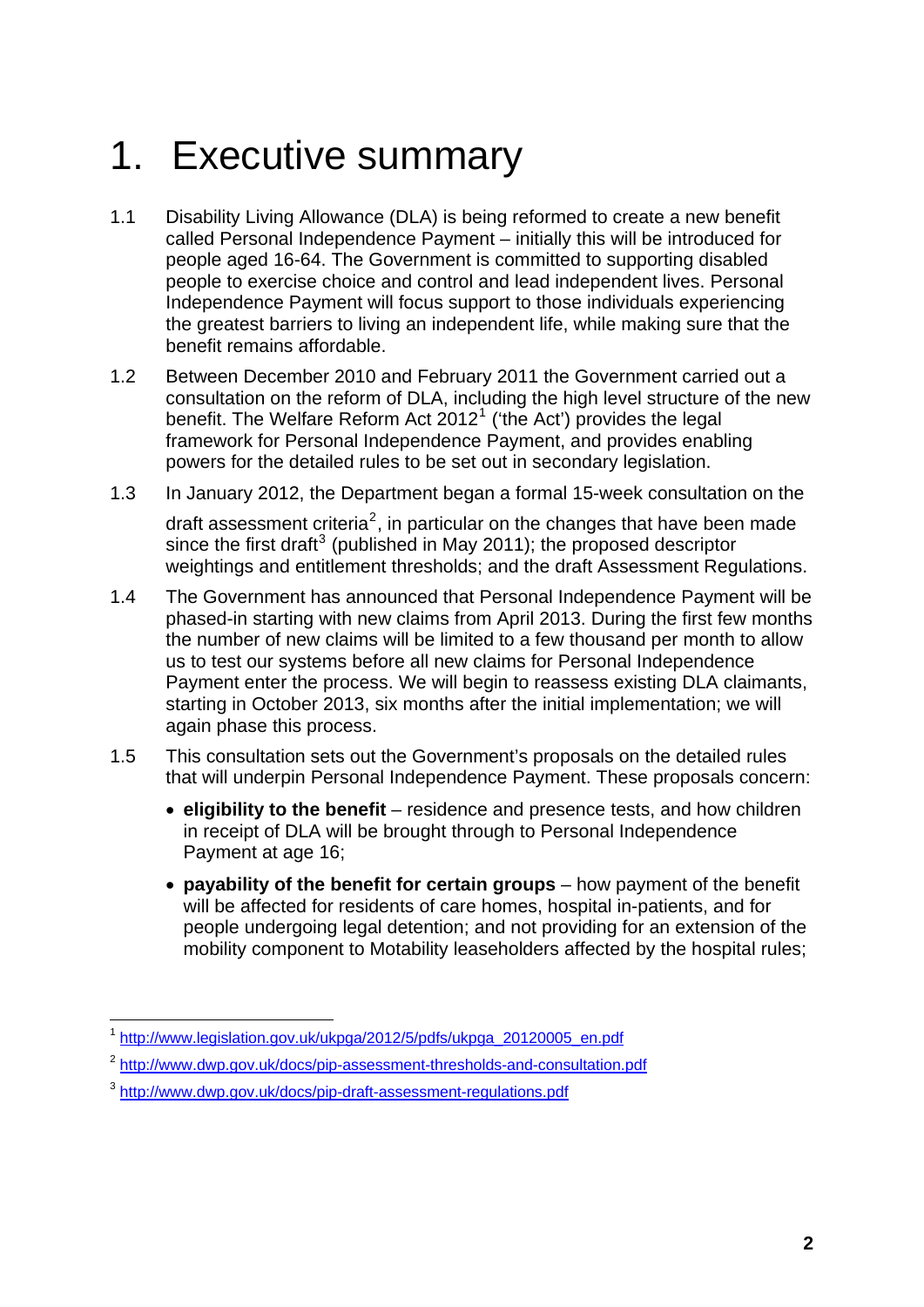# 1. Executive summary

1.1 Disability Living Allowance (DLA) is being reformed to create a new benefit called Personal Independence Payment – initially this will be introduced for people aged 16-64. The Government is committed to supporting disabled people to exercise choice and control and lead independent lives. Personal Independence Payment will focus support to those individuals experiencing the greatest barriers to living an independent life, while making sure that the benefit remains affordable.

1.2 Between December 2010 and February 2011 the Government carried out a consultation on the reform of DLA, including the high level structure of the new benefit. The Welfare Reform Act 2012[1] ('the Act') provides the legal framework for Personal Independence Payment, and provides enabling powers for the detailed rules to be set out in secondary legislation.

1.3 In January 2012, the Department began a formal 15-week consultation on the draft assessment criteria[2], in particular on the changes that have been made since the first draft[3] (published in May 2011); the proposed descriptor weightings and entitlement thresholds; and the draft Assessment Regulations.

1.4 The Government has announced that Personal Independence Payment will be phased-in starting with new claims from April 2013. During the first few months the number of new claims will be limited to a few thousand per month to allow us to test our systems before all new claims for Personal Independence Payment enter the process. We will begin to reassess existing DLA claimants, starting in October 2013, six months after the initial implementation; we will again phase this process.

1.5 This consultation sets out the Government's proposals on the detailed rules that will underpin Personal Independence Payment. These proposals concern:

- **eligibility to the benefit** – residence and presence tests, and how children in receipt of DLA will be brought through to Personal Independence Payment at age 16;
- **payability of the benefit for certain groups** – how payment of the benefit will be affected for residents of care homes, hospital in-patients, and for people undergoing legal detention; and not providing for an extension of the mobility component to Motability leaseholders affected by the hospital rules;

---

[1] http://www.legislation.gov.uk/ukpga/2012/5/pdfs/ukpga_20120005_en.pdf

[2] http://www.dwp.gov.uk/docs/pip-assessment-thresholds-and-consultation.pdf

[3] http://www.dwp.gov.uk/docs/pip-draft-assessment-regulations.pdf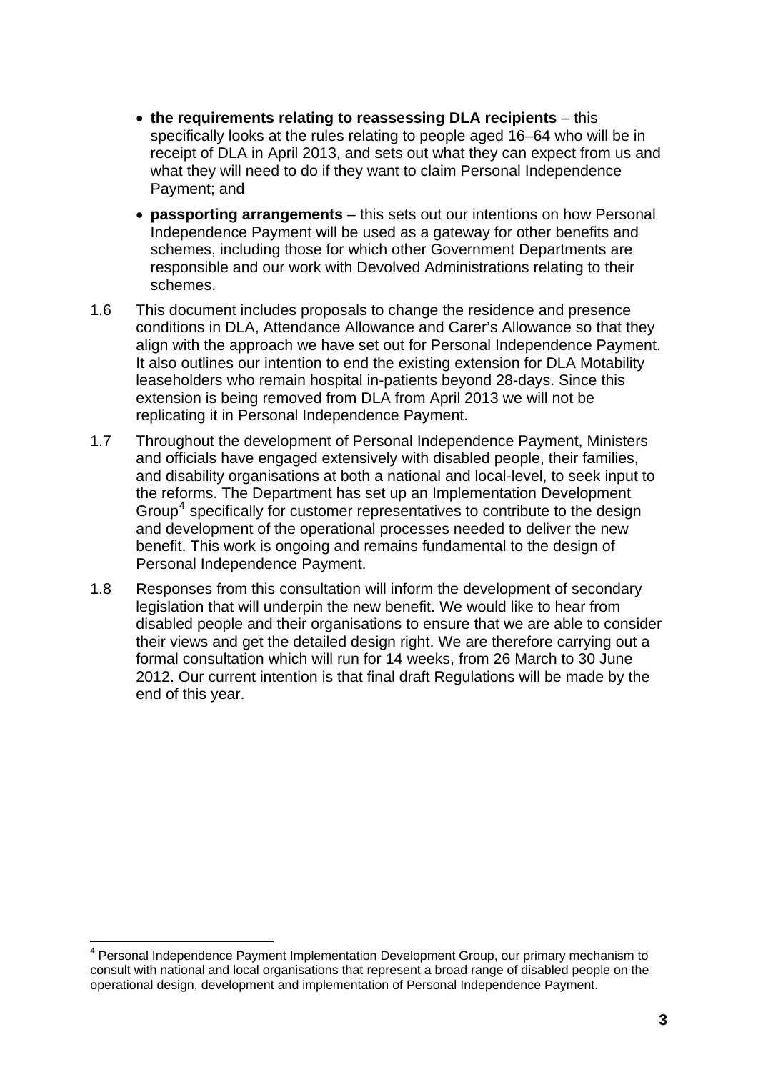- **the requirements relating to reassessing DLA recipients** – this specifically looks at the rules relating to people aged 16–64 who will be in receipt of DLA in April 2013, and sets out what they can expect from us and what they will need to do if they want to claim Personal Independence Payment; and
- **passporting arrangements** – this sets out our intentions on how Personal Independence Payment will be used as a gateway for other benefits and schemes, including those for which other Government Departments are responsible and our work with Devolved Administrations relating to their schemes.

1.6 This document includes proposals to change the residence and presence conditions in DLA, Attendance Allowance and Carer's Allowance so that they align with the approach we have set out for Personal Independence Payment. It also outlines our intention to end the existing extension for DLA Motability leaseholders who remain hospital in-patients beyond 28-days. Since this extension is being removed from DLA from April 2013 we will not be replicating it in Personal Independence Payment.

1.7 Throughout the development of Personal Independence Payment, Ministers and officials have engaged extensively with disabled people, their families, and disability organisations at both a national and local-level, to seek input to the reforms. The Department has set up an Implementation Development Group[4] specifically for customer representatives to contribute to the design and development of the operational processes needed to deliver the new benefit. This work is ongoing and remains fundamental to the design of Personal Independence Payment.

1.8 Responses from this consultation will inform the development of secondary legislation that will underpin the new benefit. We would like to hear from disabled people and their organisations to ensure that we are able to consider their views and get the detailed design right. We are therefore carrying out a formal consultation which will run for 14 weeks, from 26 March to 30 June 2012. Our current intention is that final draft Regulations will be made by the end of this year.

---

[4] Personal Independence Payment Implementation Development Group, our primary mechanism to consult with national and local organisations that represent a broad range of disabled people on the operational design, development and implementation of Personal Independence Payment.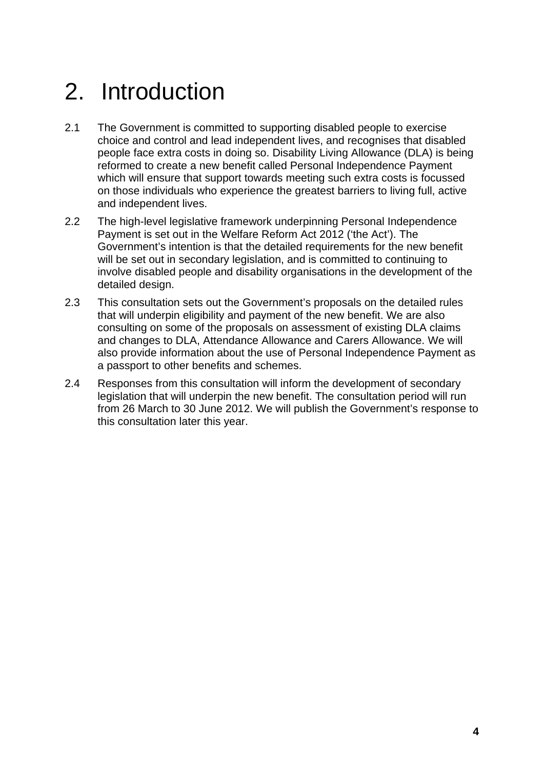# 2. Introduction

2.1 The Government is committed to supporting disabled people to exercise choice and control and lead independent lives, and recognises that disabled people face extra costs in doing so. Disability Living Allowance (DLA) is being reformed to create a new benefit called Personal Independence Payment which will ensure that support towards meeting such extra costs is focussed on those individuals who experience the greatest barriers to living full, active and independent lives.

2.2 The high-level legislative framework underpinning Personal Independence Payment is set out in the Welfare Reform Act 2012 ('the Act'). The Government's intention is that the detailed requirements for the new benefit will be set out in secondary legislation, and is committed to continuing to involve disabled people and disability organisations in the development of the detailed design.

2.3 This consultation sets out the Government's proposals on the detailed rules that will underpin eligibility and payment of the new benefit. We are also consulting on some of the proposals on assessment of existing DLA claims and changes to DLA, Attendance Allowance and Carers Allowance. We will also provide information about the use of Personal Independence Payment as a passport to other benefits and schemes.

2.4 Responses from this consultation will inform the development of secondary legislation that will underpin the new benefit. The consultation period will run from 26 March to 30 June 2012. We will publish the Government's response to this consultation later this year.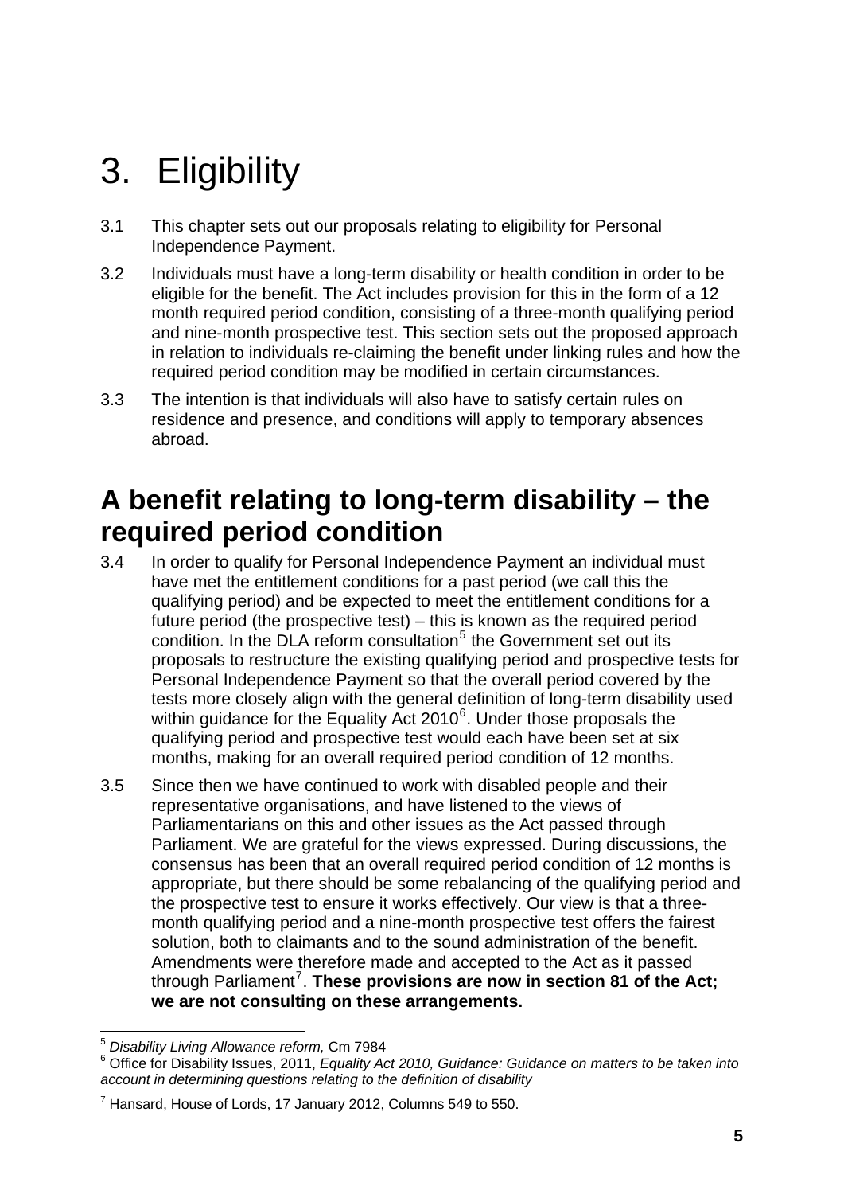# 3. Eligibility

3.1 This chapter sets out our proposals relating to eligibility for Personal Independence Payment.

3.2 Individuals must have a long-term disability or health condition in order to be eligible for the benefit. The Act includes provision for this in the form of a 12 month required period condition, consisting of a three-month qualifying period and nine-month prospective test. This section sets out the proposed approach in relation to individuals re-claiming the benefit under linking rules and how the required period condition may be modified in certain circumstances.

3.3 The intention is that individuals will also have to satisfy certain rules on residence and presence, and conditions will apply to temporary absences abroad.

## A benefit relating to long-term disability – the required period condition

3.4 In order to qualify for Personal Independence Payment an individual must have met the entitlement conditions for a past period (we call this the qualifying period) and be expected to meet the entitlement conditions for a future period (the prospective test) – this is known as the required period condition. In the DLA reform consultation[5] the Government set out its proposals to restructure the existing qualifying period and prospective tests for Personal Independence Payment so that the overall period covered by the tests more closely align with the general definition of long-term disability used within guidance for the Equality Act 2010[6]. Under those proposals the qualifying period and prospective test would each have been set at six months, making for an overall required period condition of 12 months.

3.5 Since then we have continued to work with disabled people and their representative organisations, and have listened to the views of Parliamentarians on this and other issues as the Act passed through Parliament. We are grateful for the views expressed. During discussions, the consensus has been that an overall required period condition of 12 months is appropriate, but there should be some rebalancing of the qualifying period and the prospective test to ensure it works effectively. Our view is that a three-month qualifying period and a nine-month prospective test offers the fairest solution, both to claimants and to the sound administration of the benefit. Amendments were therefore made and accepted to the Act as it passed through Parliament[7]. **These provisions are now in section 81 of the Act; we are not consulting on these arrangements.**

---

[5] *Disability Living Allowance reform,* Cm 7984

[6] Office for Disability Issues, 2011, *Equality Act 2010, Guidance: Guidance on matters to be taken into account in determining questions relating to the definition of disability*

[7] Hansard, House of Lords, 17 January 2012, Columns 549 to 550.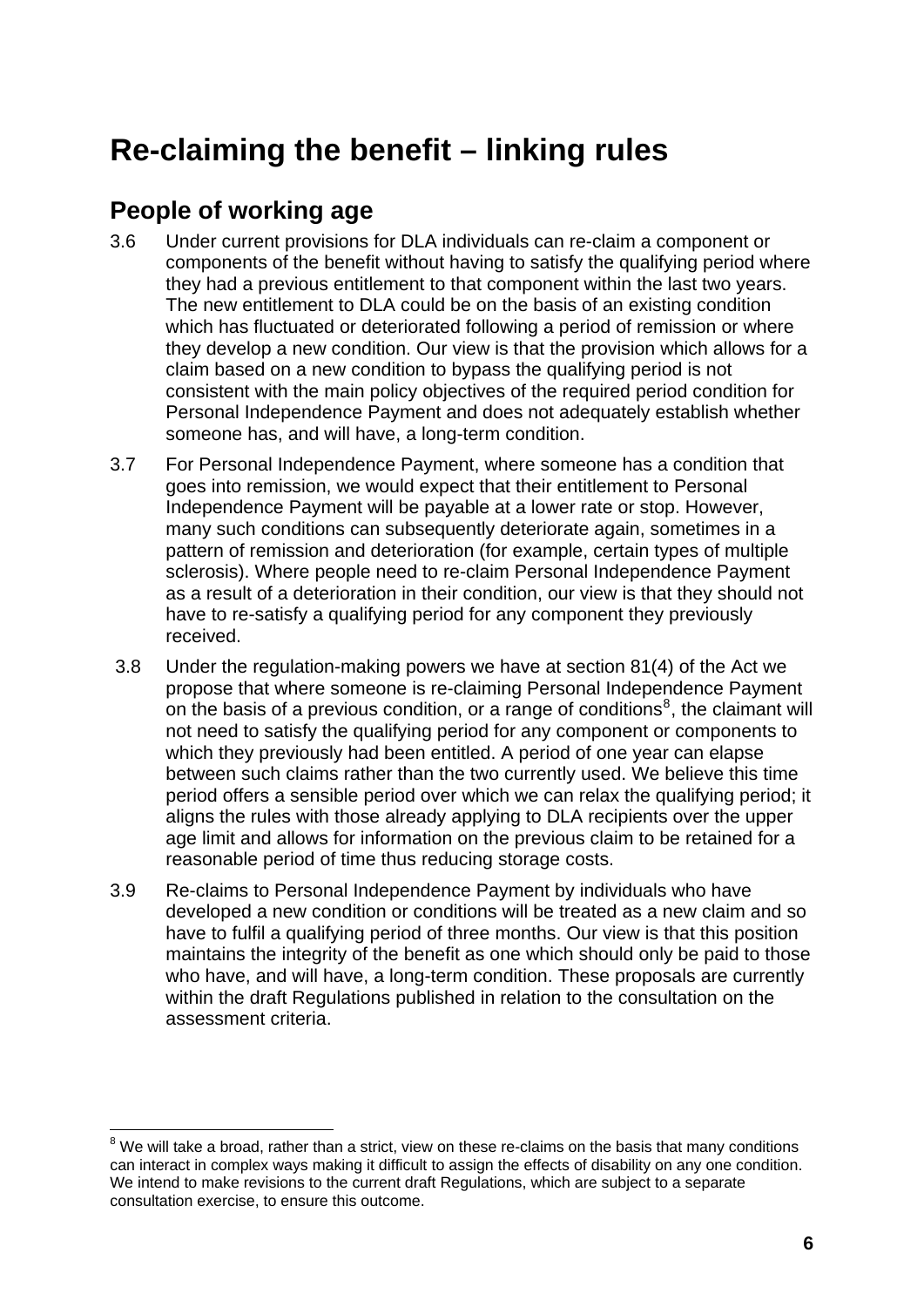# Re-claiming the benefit – linking rules

## People of working age

3.6 Under current provisions for DLA individuals can re-claim a component or components of the benefit without having to satisfy the qualifying period where they had a previous entitlement to that component within the last two years. The new entitlement to DLA could be on the basis of an existing condition which has fluctuated or deteriorated following a period of remission or where they develop a new condition. Our view is that the provision which allows for a claim based on a new condition to bypass the qualifying period is not consistent with the main policy objectives of the required period condition for Personal Independence Payment and does not adequately establish whether someone has, and will have, a long-term condition.

3.7 For Personal Independence Payment, where someone has a condition that goes into remission, we would expect that their entitlement to Personal Independence Payment will be payable at a lower rate or stop. However, many such conditions can subsequently deteriorate again, sometimes in a pattern of remission and deterioration (for example, certain types of multiple sclerosis). Where people need to re-claim Personal Independence Payment as a result of a deterioration in their condition, our view is that they should not have to re-satisfy a qualifying period for any component they previously received.

3.8 Under the regulation-making powers we have at section 81(4) of the Act we propose that where someone is re-claiming Personal Independence Payment on the basis of a previous condition, or a range of conditions[8], the claimant will not need to satisfy the qualifying period for any component or components to which they previously had been entitled. A period of one year can elapse between such claims rather than the two currently used. We believe this time period offers a sensible period over which we can relax the qualifying period; it aligns the rules with those already applying to DLA recipients over the upper age limit and allows for information on the previous claim to be retained for a reasonable period of time thus reducing storage costs.

3.9 Re-claims to Personal Independence Payment by individuals who have developed a new condition or conditions will be treated as a new claim and so have to fulfil a qualifying period of three months. Our view is that this position maintains the integrity of the benefit as one which should only be paid to those who have, and will have, a long-term condition. These proposals are currently within the draft Regulations published in relation to the consultation on the assessment criteria.

---

[8] We will take a broad, rather than a strict, view on these re-claims on the basis that many conditions can interact in complex ways making it difficult to assign the effects of disability on any one condition. We intend to make revisions to the current draft Regulations, which are subject to a separate consultation exercise, to ensure this outcome.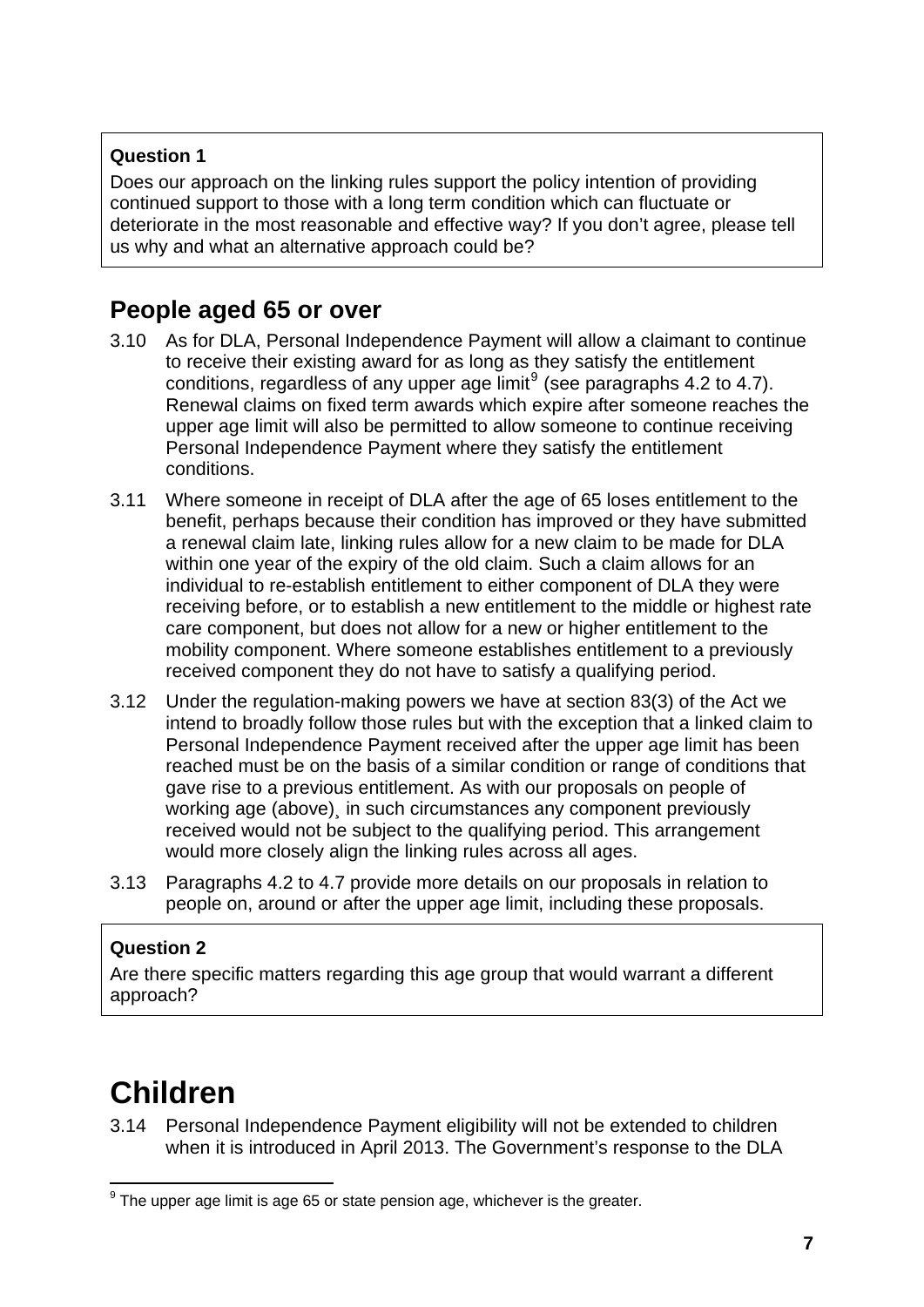**Question 1**

Does our approach on the linking rules support the policy intention of providing continued support to those with a long term condition which can fluctuate or deteriorate in the most reasonable and effective way? If you don't agree, please tell us why and what an alternative approach could be?

## People aged 65 or over

3.10 As for DLA, Personal Independence Payment will allow a claimant to continue to receive their existing award for as long as they satisfy the entitlement conditions, regardless of any upper age limit[9] (see paragraphs 4.2 to 4.7). Renewal claims on fixed term awards which expire after someone reaches the upper age limit will also be permitted to allow someone to continue receiving Personal Independence Payment where they satisfy the entitlement conditions.

3.11 Where someone in receipt of DLA after the age of 65 loses entitlement to the benefit, perhaps because their condition has improved or they have submitted a renewal claim late, linking rules allow for a new claim to be made for DLA within one year of the expiry of the old claim. Such a claim allows for an individual to re-establish entitlement to either component of DLA they were receiving before, or to establish a new entitlement to the middle or highest rate care component, but does not allow for a new or higher entitlement to the mobility component. Where someone establishes entitlement to a previously received component they do not have to satisfy a qualifying period.

3.12 Under the regulation-making powers we have at section 83(3) of the Act we intend to broadly follow those rules but with the exception that a linked claim to Personal Independence Payment received after the upper age limit has been reached must be on the basis of a similar condition or range of conditions that gave rise to a previous entitlement. As with our proposals on people of working age (above)¸ in such circumstances any component previously received would not be subject to the qualifying period. This arrangement would more closely align the linking rules across all ages.

3.13 Paragraphs 4.2 to 4.7 provide more details on our proposals in relation to people on, around or after the upper age limit, including these proposals.

**Question 2**

Are there specific matters regarding this age group that would warrant a different approach?

# Children

3.14 Personal Independence Payment eligibility will not be extended to children when it is introduced in April 2013. The Government's response to the DLA

[9] The upper age limit is age 65 or state pension age, whichever is the greater.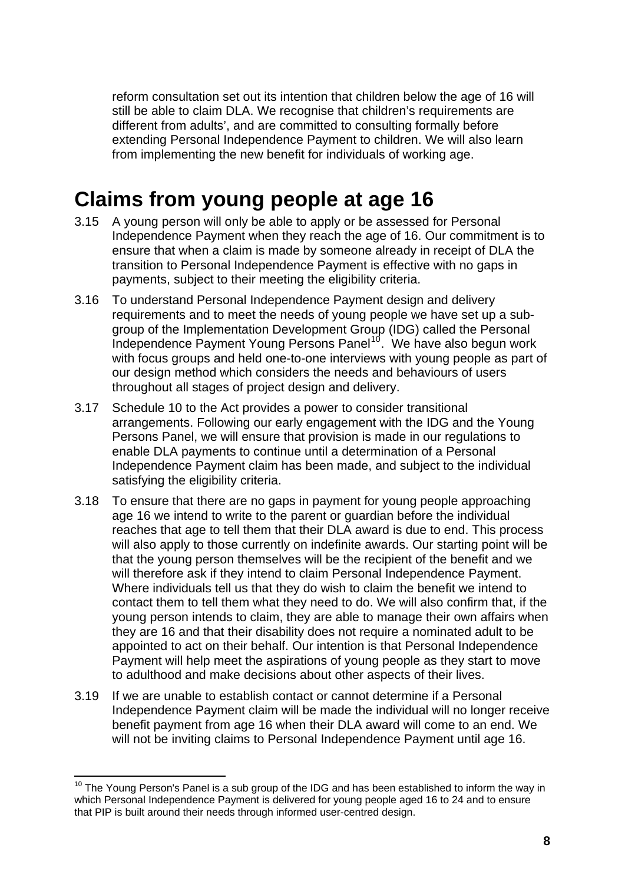reform consultation set out its intention that children below the age of 16 will still be able to claim DLA. We recognise that children's requirements are different from adults', and are committed to consulting formally before extending Personal Independence Payment to children. We will also learn from implementing the new benefit for individuals of working age.

## Claims from young people at age 16

3.15 A young person will only be able to apply or be assessed for Personal Independence Payment when they reach the age of 16. Our commitment is to ensure that when a claim is made by someone already in receipt of DLA the transition to Personal Independence Payment is effective with no gaps in payments, subject to their meeting the eligibility criteria.

3.16 To understand Personal Independence Payment design and delivery requirements and to meet the needs of young people we have set up a sub-group of the Implementation Development Group (IDG) called the Personal Independence Payment Young Persons Panel[10]. We have also begun work with focus groups and held one-to-one interviews with young people as part of our design method which considers the needs and behaviours of users throughout all stages of project design and delivery.

3.17 Schedule 10 to the Act provides a power to consider transitional arrangements. Following our early engagement with the IDG and the Young Persons Panel, we will ensure that provision is made in our regulations to enable DLA payments to continue until a determination of a Personal Independence Payment claim has been made, and subject to the individual satisfying the eligibility criteria.

3.18 To ensure that there are no gaps in payment for young people approaching age 16 we intend to write to the parent or guardian before the individual reaches that age to tell them that their DLA award is due to end. This process will also apply to those currently on indefinite awards. Our starting point will be that the young person themselves will be the recipient of the benefit and we will therefore ask if they intend to claim Personal Independence Payment. Where individuals tell us that they do wish to claim the benefit we intend to contact them to tell them what they need to do. We will also confirm that, if the young person intends to claim, they are able to manage their own affairs when they are 16 and that their disability does not require a nominated adult to be appointed to act on their behalf. Our intention is that Personal Independence Payment will help meet the aspirations of young people as they start to move to adulthood and make decisions about other aspects of their lives.

3.19 If we are unable to establish contact or cannot determine if a Personal Independence Payment claim will be made the individual will no longer receive benefit payment from age 16 when their DLA award will come to an end. We will not be inviting claims to Personal Independence Payment until age 16.

---

[10] The Young Person's Panel is a sub group of the IDG and has been established to inform the way in which Personal Independence Payment is delivered for young people aged 16 to 24 and to ensure that PIP is built around their needs through informed user-centred design.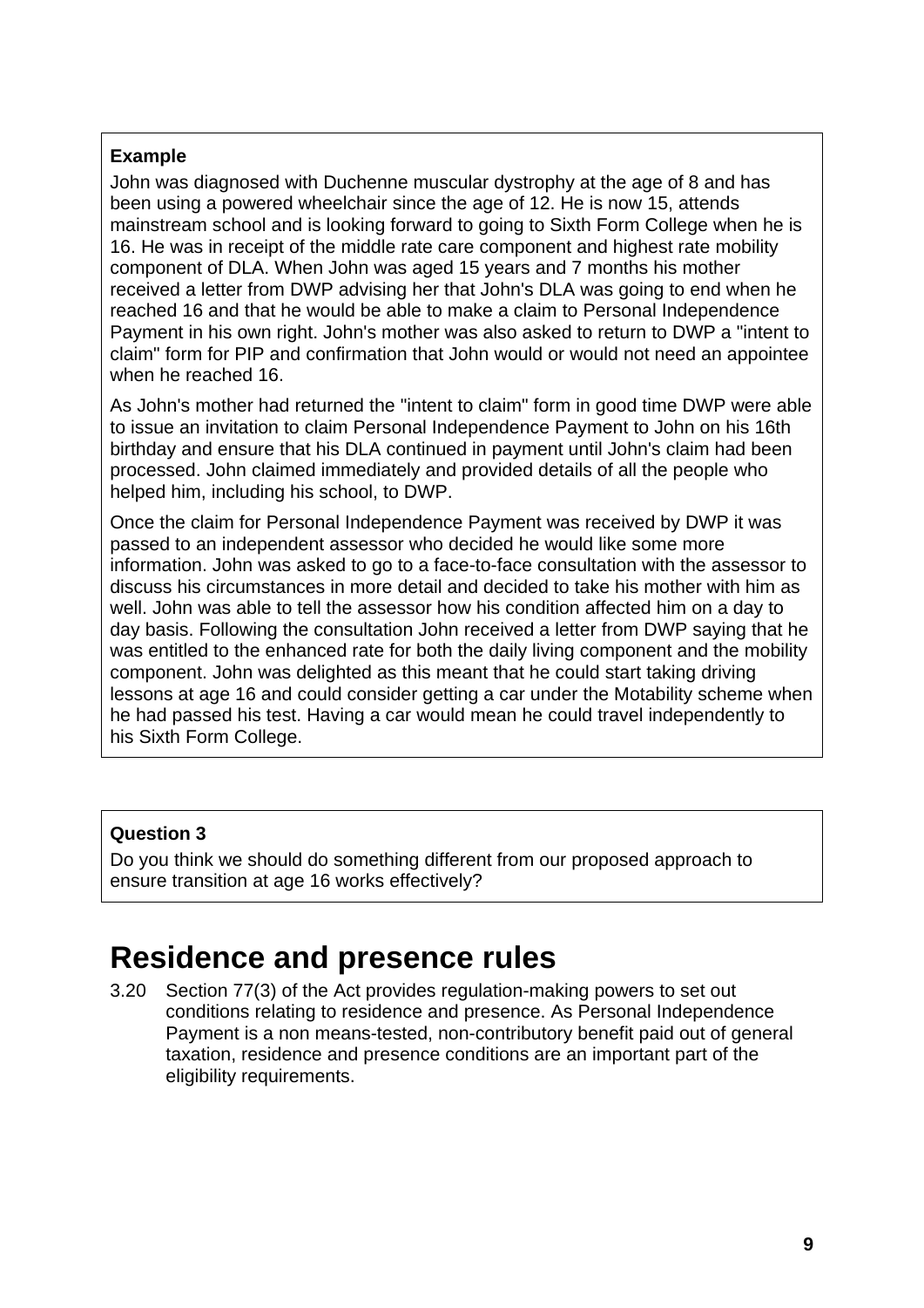**Example**

John was diagnosed with Duchenne muscular dystrophy at the age of 8 and has been using a powered wheelchair since the age of 12. He is now 15, attends mainstream school and is looking forward to going to Sixth Form College when he is 16. He was in receipt of the middle rate care component and highest rate mobility component of DLA. When John was aged 15 years and 7 months his mother received a letter from DWP advising her that John's DLA was going to end when he reached 16 and that he would be able to make a claim to Personal Independence Payment in his own right. John's mother was also asked to return to DWP a "intent to claim" form for PIP and confirmation that John would or would not need an appointee when he reached 16.

As John's mother had returned the "intent to claim" form in good time DWP were able to issue an invitation to claim Personal Independence Payment to John on his 16th birthday and ensure that his DLA continued in payment until John's claim had been processed. John claimed immediately and provided details of all the people who helped him, including his school, to DWP.

Once the claim for Personal Independence Payment was received by DWP it was passed to an independent assessor who decided he would like some more information. John was asked to go to a face-to-face consultation with the assessor to discuss his circumstances in more detail and decided to take his mother with him as well. John was able to tell the assessor how his condition affected him on a day to day basis. Following the consultation John received a letter from DWP saying that he was entitled to the enhanced rate for both the daily living component and the mobility component. John was delighted as this meant that he could start taking driving lessons at age 16 and could consider getting a car under the Motability scheme when he had passed his test. Having a car would mean he could travel independently to his Sixth Form College.

**Question 3**

Do you think we should do something different from our proposed approach to ensure transition at age 16 works effectively?

# Residence and presence rules

3.20 Section 77(3) of the Act provides regulation-making powers to set out conditions relating to residence and presence. As Personal Independence Payment is a non means-tested, non-contributory benefit paid out of general taxation, residence and presence conditions are an important part of the eligibility requirements.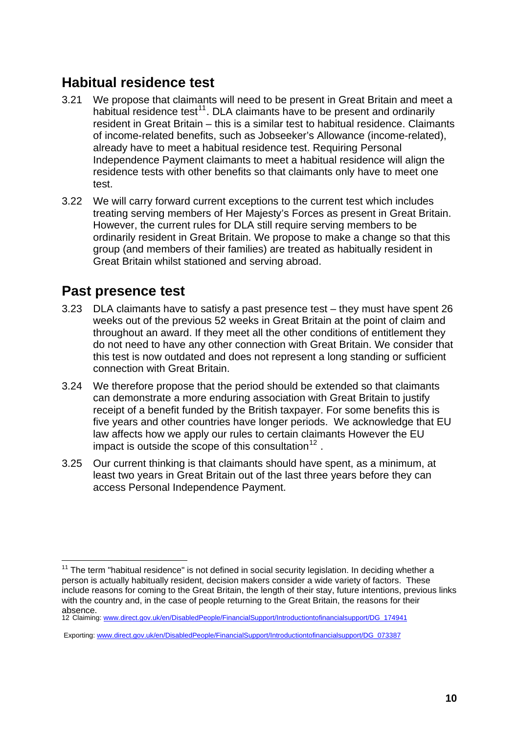## Habitual residence test

3.21 We propose that claimants will need to be present in Great Britain and meet a habitual residence test[11]. DLA claimants have to be present and ordinarily resident in Great Britain – this is a similar test to habitual residence. Claimants of income-related benefits, such as Jobseeker's Allowance (income-related), already have to meet a habitual residence test. Requiring Personal Independence Payment claimants to meet a habitual residence will align the residence tests with other benefits so that claimants only have to meet one test.

3.22 We will carry forward current exceptions to the current test which includes treating serving members of Her Majesty's Forces as present in Great Britain. However, the current rules for DLA still require serving members to be ordinarily resident in Great Britain. We propose to make a change so that this group (and members of their families) are treated as habitually resident in Great Britain whilst stationed and serving abroad.

## Past presence test

3.23 DLA claimants have to satisfy a past presence test – they must have spent 26 weeks out of the previous 52 weeks in Great Britain at the point of claim and throughout an award. If they meet all the other conditions of entitlement they do not need to have any other connection with Great Britain. We consider that this test is now outdated and does not represent a long standing or sufficient connection with Great Britain.

3.24 We therefore propose that the period should be extended so that claimants can demonstrate a more enduring association with Great Britain to justify receipt of a benefit funded by the British taxpayer. For some benefits this is five years and other countries have longer periods. We acknowledge that EU law affects how we apply our rules to certain claimants However the EU impact is outside the scope of this consultation[12] .

3.25 Our current thinking is that claimants should have spent, as a minimum, at least two years in Great Britain out of the last three years before they can access Personal Independence Payment.

---

[11] The term "habitual residence" is not defined in social security legislation. In deciding whether a person is actually habitually resident, decision makers consider a wide variety of factors. These include reasons for coming to the Great Britain, the length of their stay, future intentions, previous links with the country and, in the case of people returning to the Great Britain, the reasons for their absence.

[12] Claiming: www.direct.gov.uk/en/DisabledPeople/FinancialSupport/Introductiontofinancialsupport/DG_174941

Exporting: www.direct.gov.uk/en/DisabledPeople/FinancialSupport/Introductiontofinancialsupport/DG_073387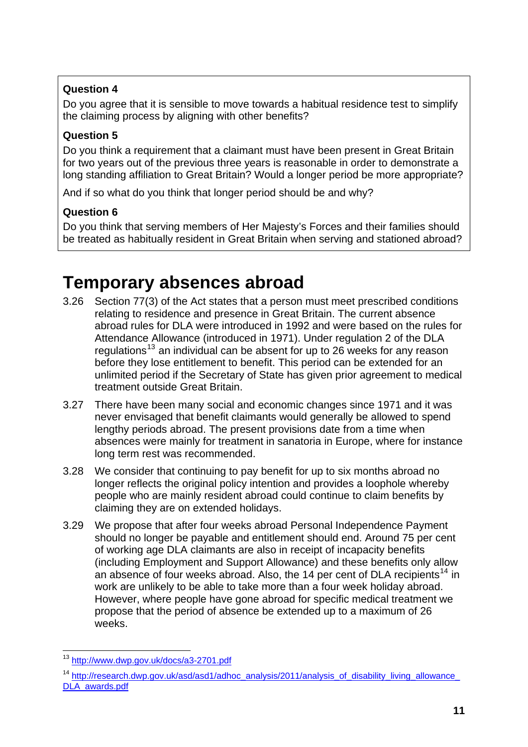**Question 4**

Do you agree that it is sensible to move towards a habitual residence test to simplify the claiming process by aligning with other benefits?

**Question 5**

Do you think a requirement that a claimant must have been present in Great Britain for two years out of the previous three years is reasonable in order to demonstrate a long standing affiliation to Great Britain? Would a longer period be more appropriate?

And if so what do you think that longer period should be and why?

**Question 6**

Do you think that serving members of Her Majesty's Forces and their families should be treated as habitually resident in Great Britain when serving and stationed abroad?

# Temporary absences abroad

3.26 Section 77(3) of the Act states that a person must meet prescribed conditions relating to residence and presence in Great Britain. The current absence abroad rules for DLA were introduced in 1992 and were based on the rules for Attendance Allowance (introduced in 1971). Under regulation 2 of the DLA regulations[13] an individual can be absent for up to 26 weeks for any reason before they lose entitlement to benefit. This period can be extended for an unlimited period if the Secretary of State has given prior agreement to medical treatment outside Great Britain.

3.27 There have been many social and economic changes since 1971 and it was never envisaged that benefit claimants would generally be allowed to spend lengthy periods abroad. The present provisions date from a time when absences were mainly for treatment in sanatoria in Europe, where for instance long term rest was recommended.

3.28 We consider that continuing to pay benefit for up to six months abroad no longer reflects the original policy intention and provides a loophole whereby people who are mainly resident abroad could continue to claim benefits by claiming they are on extended holidays.

3.29 We propose that after four weeks abroad Personal Independence Payment should no longer be payable and entitlement should end. Around 75 per cent of working age DLA claimants are also in receipt of incapacity benefits (including Employment and Support Allowance) and these benefits only allow an absence of four weeks abroad. Also, the 14 per cent of DLA recipients[14] in work are unlikely to be able to take more than a four week holiday abroad. However, where people have gone abroad for specific medical treatment we propose that the period of absence be extended up to a maximum of 26 weeks.

---

[13] http://www.dwp.gov.uk/docs/a3-2701.pdf

[14] http://research.dwp.gov.uk/asd/asd1/adhoc_analysis/2011/analysis_of_disability_living_allowance_DLA_awards.pdf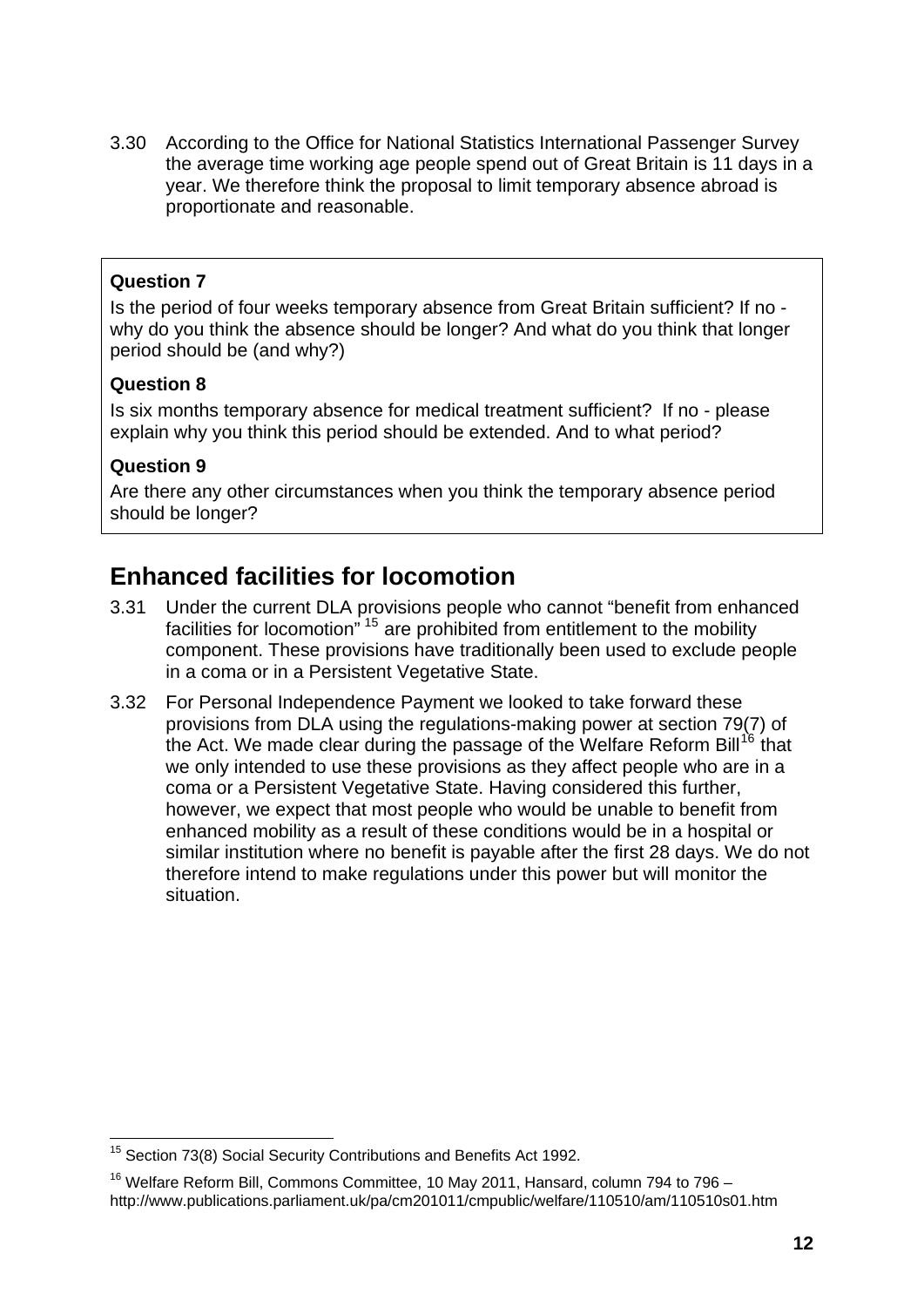3.30 According to the Office for National Statistics International Passenger Survey the average time working age people spend out of Great Britain is 11 days in a year. We therefore think the proposal to limit temporary absence abroad is proportionate and reasonable.

> **Question 7**
>
> Is the period of four weeks temporary absence from Great Britain sufficient? If no - why do you think the absence should be longer? And what do you think that longer period should be (and why?)
>
> **Question 8**
>
> Is six months temporary absence for medical treatment sufficient? If no - please explain why you think this period should be extended. And to what period?
>
> **Question 9**
>
> Are there any other circumstances when you think the temporary absence period should be longer?

## Enhanced facilities for locomotion

3.31 Under the current DLA provisions people who cannot "benefit from enhanced facilities for locomotion" [15] are prohibited from entitlement to the mobility component. These provisions have traditionally been used to exclude people in a coma or in a Persistent Vegetative State.

3.32 For Personal Independence Payment we looked to take forward these provisions from DLA using the regulations-making power at section 79(7) of the Act. We made clear during the passage of the Welfare Reform Bill[16] that we only intended to use these provisions as they affect people who are in a coma or a Persistent Vegetative State. Having considered this further, however, we expect that most people who would be unable to benefit from enhanced mobility as a result of these conditions would be in a hospital or similar institution where no benefit is payable after the first 28 days. We do not therefore intend to make regulations under this power but will monitor the situation.

---

[15] Section 73(8) Social Security Contributions and Benefits Act 1992.

[16] Welfare Reform Bill, Commons Committee, 10 May 2011, Hansard, column 794 to 796 – http://www.publications.parliament.uk/pa/cm201011/cmpublic/welfare/110510/am/110510s01.htm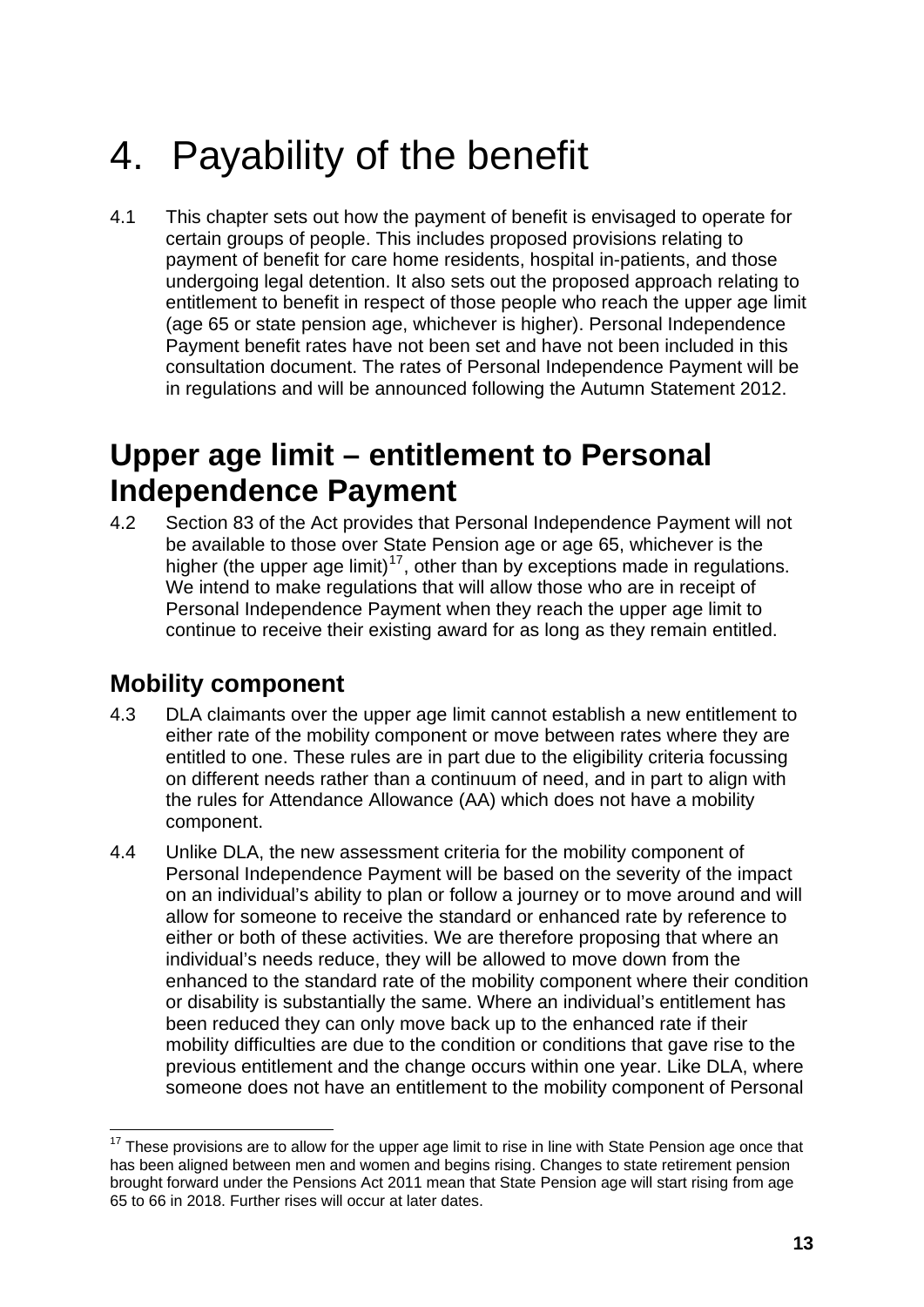# 4. Payability of the benefit

4.1 This chapter sets out how the payment of benefit is envisaged to operate for certain groups of people. This includes proposed provisions relating to payment of benefit for care home residents, hospital in-patients, and those undergoing legal detention. It also sets out the proposed approach relating to entitlement to benefit in respect of those people who reach the upper age limit (age 65 or state pension age, whichever is higher). Personal Independence Payment benefit rates have not been set and have not been included in this consultation document. The rates of Personal Independence Payment will be in regulations and will be announced following the Autumn Statement 2012.

## Upper age limit – entitlement to Personal Independence Payment

4.2 Section 83 of the Act provides that Personal Independence Payment will not be available to those over State Pension age or age 65, whichever is the higher (the upper age limit)[17], other than by exceptions made in regulations. We intend to make regulations that will allow those who are in receipt of Personal Independence Payment when they reach the upper age limit to continue to receive their existing award for as long as they remain entitled.

### Mobility component

4.3 DLA claimants over the upper age limit cannot establish a new entitlement to either rate of the mobility component or move between rates where they are entitled to one. These rules are in part due to the eligibility criteria focussing on different needs rather than a continuum of need, and in part to align with the rules for Attendance Allowance (AA) which does not have a mobility component.

4.4 Unlike DLA, the new assessment criteria for the mobility component of Personal Independence Payment will be based on the severity of the impact on an individual's ability to plan or follow a journey or to move around and will allow for someone to receive the standard or enhanced rate by reference to either or both of these activities. We are therefore proposing that where an individual's needs reduce, they will be allowed to move down from the enhanced to the standard rate of the mobility component where their condition or disability is substantially the same. Where an individual's entitlement has been reduced they can only move back up to the enhanced rate if their mobility difficulties are due to the condition or conditions that gave rise to the previous entitlement and the change occurs within one year. Like DLA, where someone does not have an entitlement to the mobility component of Personal

---

[17] These provisions are to allow for the upper age limit to rise in line with State Pension age once that has been aligned between men and women and begins rising. Changes to state retirement pension brought forward under the Pensions Act 2011 mean that State Pension age will start rising from age 65 to 66 in 2018. Further rises will occur at later dates.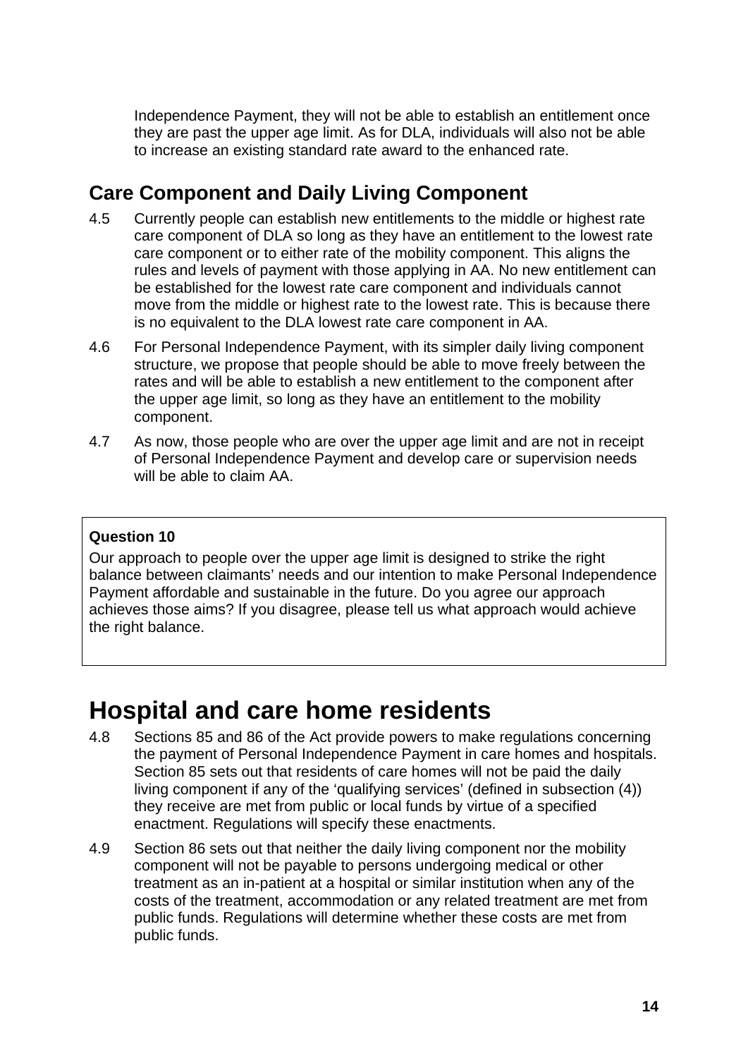Independence Payment, they will not be able to establish an entitlement once they are past the upper age limit. As for DLA, individuals will also not be able to increase an existing standard rate award to the enhanced rate.

## Care Component and Daily Living Component

4.5 Currently people can establish new entitlements to the middle or highest rate care component of DLA so long as they have an entitlement to the lowest rate care component or to either rate of the mobility component. This aligns the rules and levels of payment with those applying in AA. No new entitlement can be established for the lowest rate care component and individuals cannot move from the middle or highest rate to the lowest rate. This is because there is no equivalent to the DLA lowest rate care component in AA.

4.6 For Personal Independence Payment, with its simpler daily living component structure, we propose that people should be able to move freely between the rates and will be able to establish a new entitlement to the component after the upper age limit, so long as they have an entitlement to the mobility component.

4.7 As now, those people who are over the upper age limit and are not in receipt of Personal Independence Payment and develop care or supervision needs will be able to claim AA.

**Question 10**

Our approach to people over the upper age limit is designed to strike the right balance between claimants' needs and our intention to make Personal Independence Payment affordable and sustainable in the future. Do you agree our approach achieves those aims? If you disagree, please tell us what approach would achieve the right balance.

# Hospital and care home residents

4.8 Sections 85 and 86 of the Act provide powers to make regulations concerning the payment of Personal Independence Payment in care homes and hospitals. Section 85 sets out that residents of care homes will not be paid the daily living component if any of the 'qualifying services' (defined in subsection (4)) they receive are met from public or local funds by virtue of a specified enactment. Regulations will specify these enactments.

4.9 Section 86 sets out that neither the daily living component nor the mobility component will not be payable to persons undergoing medical or other treatment as an in-patient at a hospital or similar institution when any of the costs of the treatment, accommodation or any related treatment are met from public funds. Regulations will determine whether these costs are met from public funds.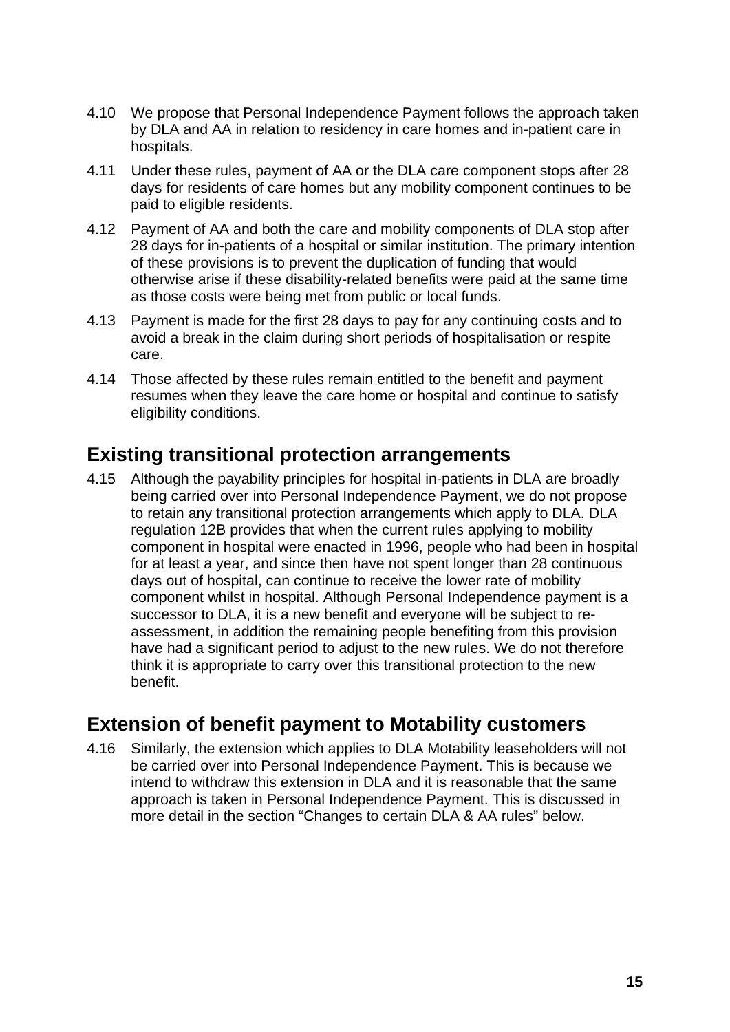4.10 We propose that Personal Independence Payment follows the approach taken by DLA and AA in relation to residency in care homes and in-patient care in hospitals.

4.11 Under these rules, payment of AA or the DLA care component stops after 28 days for residents of care homes but any mobility component continues to be paid to eligible residents.

4.12 Payment of AA and both the care and mobility components of DLA stop after 28 days for in-patients of a hospital or similar institution. The primary intention of these provisions is to prevent the duplication of funding that would otherwise arise if these disability-related benefits were paid at the same time as those costs were being met from public or local funds.

4.13 Payment is made for the first 28 days to pay for any continuing costs and to avoid a break in the claim during short periods of hospitalisation or respite care.

4.14 Those affected by these rules remain entitled to the benefit and payment resumes when they leave the care home or hospital and continue to satisfy eligibility conditions.

## Existing transitional protection arrangements

4.15 Although the payability principles for hospital in-patients in DLA are broadly being carried over into Personal Independence Payment, we do not propose to retain any transitional protection arrangements which apply to DLA. DLA regulation 12B provides that when the current rules applying to mobility component in hospital were enacted in 1996, people who had been in hospital for at least a year, and since then have not spent longer than 28 continuous days out of hospital, can continue to receive the lower rate of mobility component whilst in hospital. Although Personal Independence payment is a successor to DLA, it is a new benefit and everyone will be subject to re-assessment, in addition the remaining people benefiting from this provision have had a significant period to adjust to the new rules. We do not therefore think it is appropriate to carry over this transitional protection to the new benefit.

## Extension of benefit payment to Motability customers

4.16 Similarly, the extension which applies to DLA Motability leaseholders will not be carried over into Personal Independence Payment. This is because we intend to withdraw this extension in DLA and it is reasonable that the same approach is taken in Personal Independence Payment. This is discussed in more detail in the section “Changes to certain DLA & AA rules” below.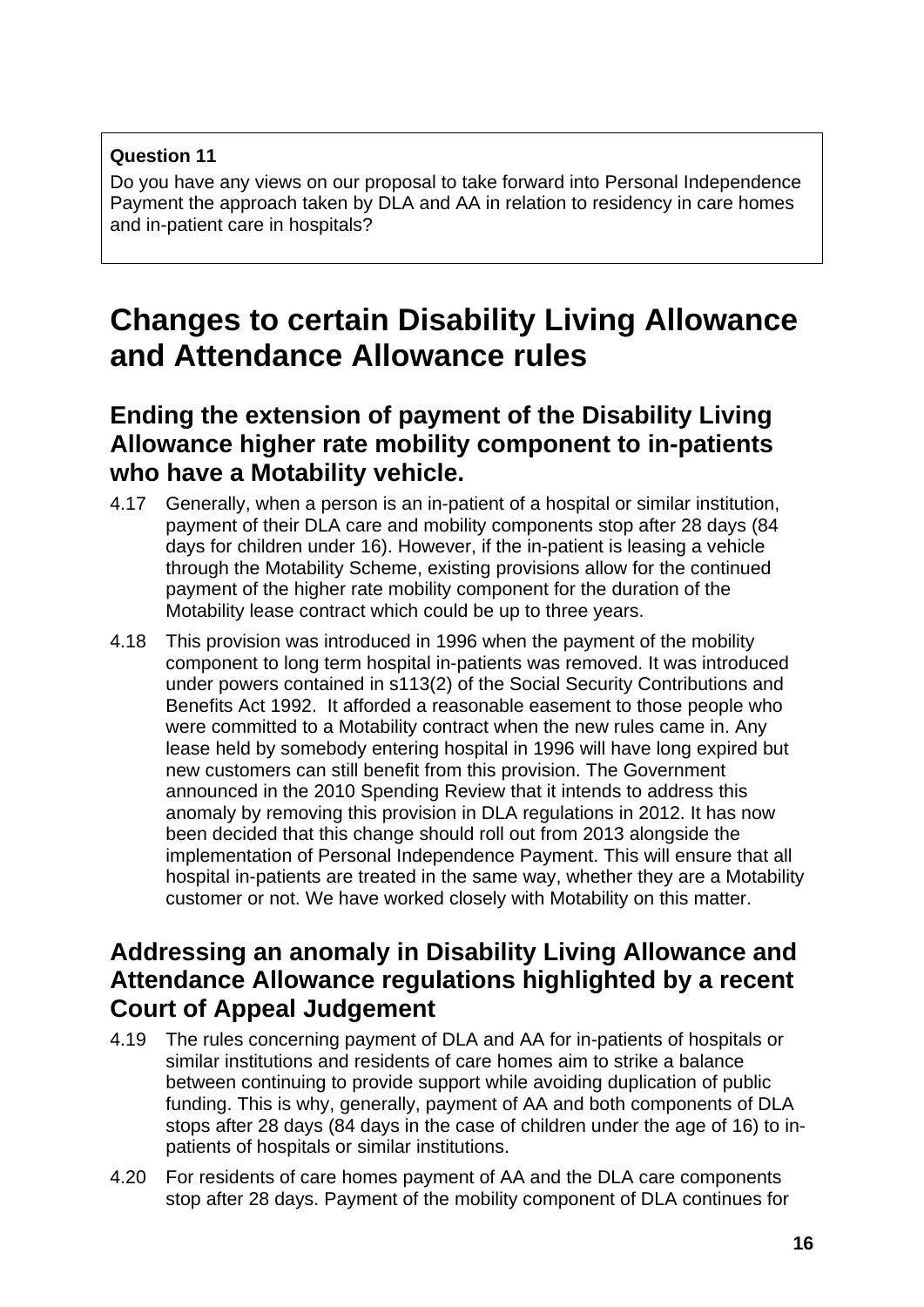**Question 11**

Do you have any views on our proposal to take forward into Personal Independence Payment the approach taken by DLA and AA in relation to residency in care homes and in-patient care in hospitals?

# Changes to certain Disability Living Allowance and Attendance Allowance rules

## Ending the extension of payment of the Disability Living Allowance higher rate mobility component to in-patients who have a Motability vehicle.

4.17 Generally, when a person is an in-patient of a hospital or similar institution, payment of their DLA care and mobility components stop after 28 days (84 days for children under 16). However, if the in-patient is leasing a vehicle through the Motability Scheme, existing provisions allow for the continued payment of the higher rate mobility component for the duration of the Motability lease contract which could be up to three years.

4.18 This provision was introduced in 1996 when the payment of the mobility component to long term hospital in-patients was removed. It was introduced under powers contained in s113(2) of the Social Security Contributions and Benefits Act 1992. It afforded a reasonable easement to those people who were committed to a Motability contract when the new rules came in. Any lease held by somebody entering hospital in 1996 will have long expired but new customers can still benefit from this provision. The Government announced in the 2010 Spending Review that it intends to address this anomaly by removing this provision in DLA regulations in 2012. It has now been decided that this change should roll out from 2013 alongside the implementation of Personal Independence Payment. This will ensure that all hospital in-patients are treated in the same way, whether they are a Motability customer or not. We have worked closely with Motability on this matter.

## Addressing an anomaly in Disability Living Allowance and Attendance Allowance regulations highlighted by a recent Court of Appeal Judgement

4.19 The rules concerning payment of DLA and AA for in-patients of hospitals or similar institutions and residents of care homes aim to strike a balance between continuing to provide support while avoiding duplication of public funding. This is why, generally, payment of AA and both components of DLA stops after 28 days (84 days in the case of children under the age of 16) to in-patients of hospitals or similar institutions.

4.20 For residents of care homes payment of AA and the DLA care components stop after 28 days. Payment of the mobility component of DLA continues for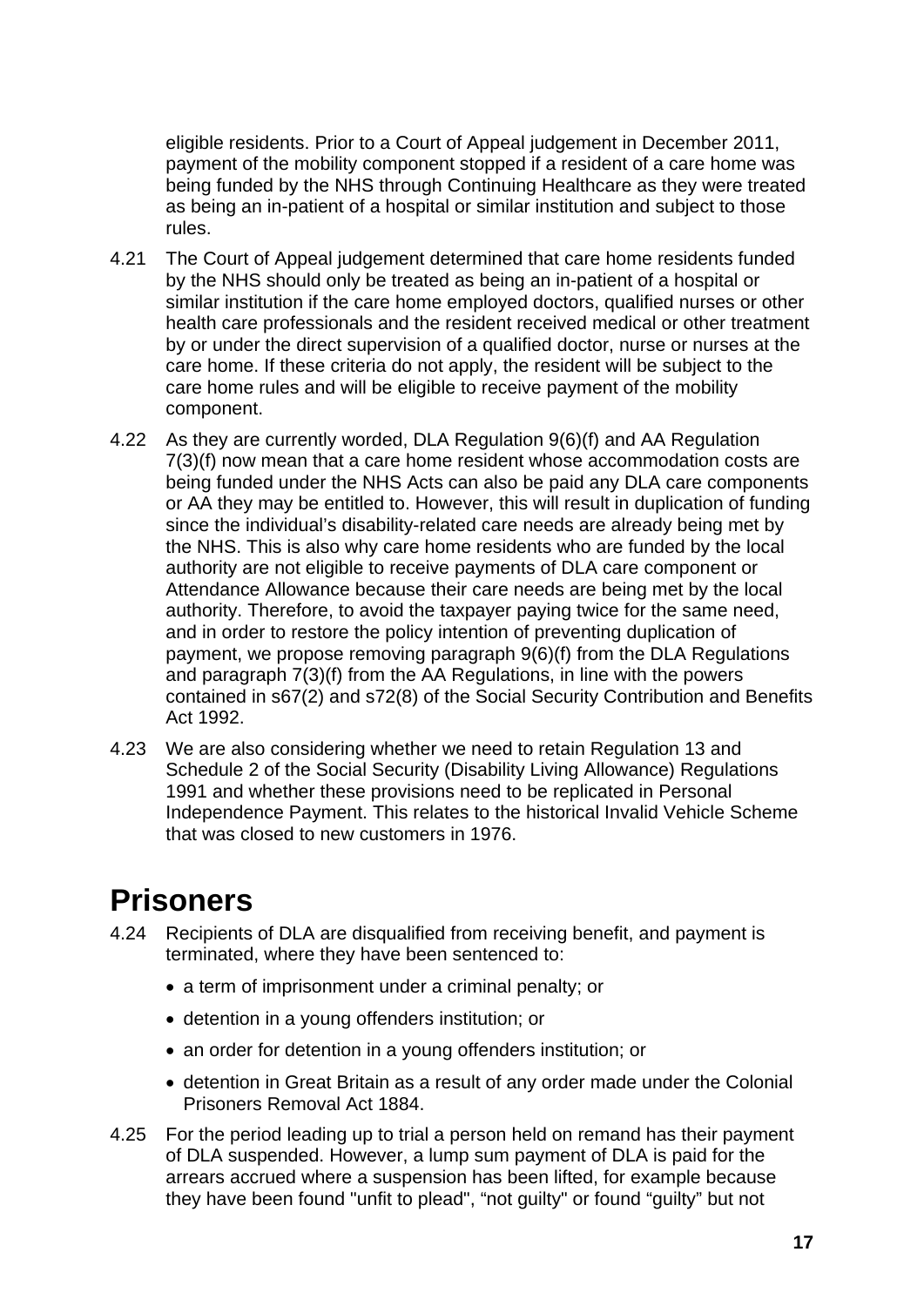eligible residents. Prior to a Court of Appeal judgement in December 2011, payment of the mobility component stopped if a resident of a care home was being funded by the NHS through Continuing Healthcare as they were treated as being an in-patient of a hospital or similar institution and subject to those rules.

4.21 The Court of Appeal judgement determined that care home residents funded by the NHS should only be treated as being an in-patient of a hospital or similar institution if the care home employed doctors, qualified nurses or other health care professionals and the resident received medical or other treatment by or under the direct supervision of a qualified doctor, nurse or nurses at the care home. If these criteria do not apply, the resident will be subject to the care home rules and will be eligible to receive payment of the mobility component.

4.22 As they are currently worded, DLA Regulation 9(6)(f) and AA Regulation 7(3)(f) now mean that a care home resident whose accommodation costs are being funded under the NHS Acts can also be paid any DLA care components or AA they may be entitled to. However, this will result in duplication of funding since the individual's disability-related care needs are already being met by the NHS. This is also why care home residents who are funded by the local authority are not eligible to receive payments of DLA care component or Attendance Allowance because their care needs are being met by the local authority. Therefore, to avoid the taxpayer paying twice for the same need, and in order to restore the policy intention of preventing duplication of payment, we propose removing paragraph 9(6)(f) from the DLA Regulations and paragraph 7(3)(f) from the AA Regulations, in line with the powers contained in s67(2) and s72(8) of the Social Security Contribution and Benefits Act 1992.

4.23 We are also considering whether we need to retain Regulation 13 and Schedule 2 of the Social Security (Disability Living Allowance) Regulations 1991 and whether these provisions need to be replicated in Personal Independence Payment. This relates to the historical Invalid Vehicle Scheme that was closed to new customers in 1976.

# Prisoners

4.24 Recipients of DLA are disqualified from receiving benefit, and payment is terminated, where they have been sentenced to:

- a term of imprisonment under a criminal penalty; or
- detention in a young offenders institution; or
- an order for detention in a young offenders institution; or
- detention in Great Britain as a result of any order made under the Colonial Prisoners Removal Act 1884.

4.25 For the period leading up to trial a person held on remand has their payment of DLA suspended. However, a lump sum payment of DLA is paid for the arrears accrued where a suspension has been lifted, for example because they have been found "unfit to plead", "not guilty" or found "guilty" but not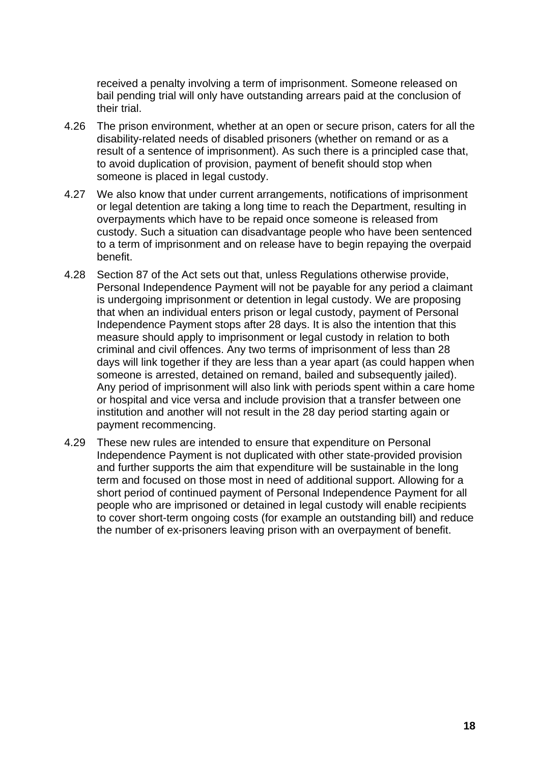received a penalty involving a term of imprisonment. Someone released on bail pending trial will only have outstanding arrears paid at the conclusion of their trial.

4.26 The prison environment, whether at an open or secure prison, caters for all the disability-related needs of disabled prisoners (whether on remand or as a result of a sentence of imprisonment). As such there is a principled case that, to avoid duplication of provision, payment of benefit should stop when someone is placed in legal custody.

4.27 We also know that under current arrangements, notifications of imprisonment or legal detention are taking a long time to reach the Department, resulting in overpayments which have to be repaid once someone is released from custody. Such a situation can disadvantage people who have been sentenced to a term of imprisonment and on release have to begin repaying the overpaid benefit.

4.28 Section 87 of the Act sets out that, unless Regulations otherwise provide, Personal Independence Payment will not be payable for any period a claimant is undergoing imprisonment or detention in legal custody. We are proposing that when an individual enters prison or legal custody, payment of Personal Independence Payment stops after 28 days. It is also the intention that this measure should apply to imprisonment or legal custody in relation to both criminal and civil offences. Any two terms of imprisonment of less than 28 days will link together if they are less than a year apart (as could happen when someone is arrested, detained on remand, bailed and subsequently jailed). Any period of imprisonment will also link with periods spent within a care home or hospital and vice versa and include provision that a transfer between one institution and another will not result in the 28 day period starting again or payment recommencing.

4.29 These new rules are intended to ensure that expenditure on Personal Independence Payment is not duplicated with other state-provided provision and further supports the aim that expenditure will be sustainable in the long term and focused on those most in need of additional support. Allowing for a short period of continued payment of Personal Independence Payment for all people who are imprisoned or detained in legal custody will enable recipients to cover short-term ongoing costs (for example an outstanding bill) and reduce the number of ex-prisoners leaving prison with an overpayment of benefit.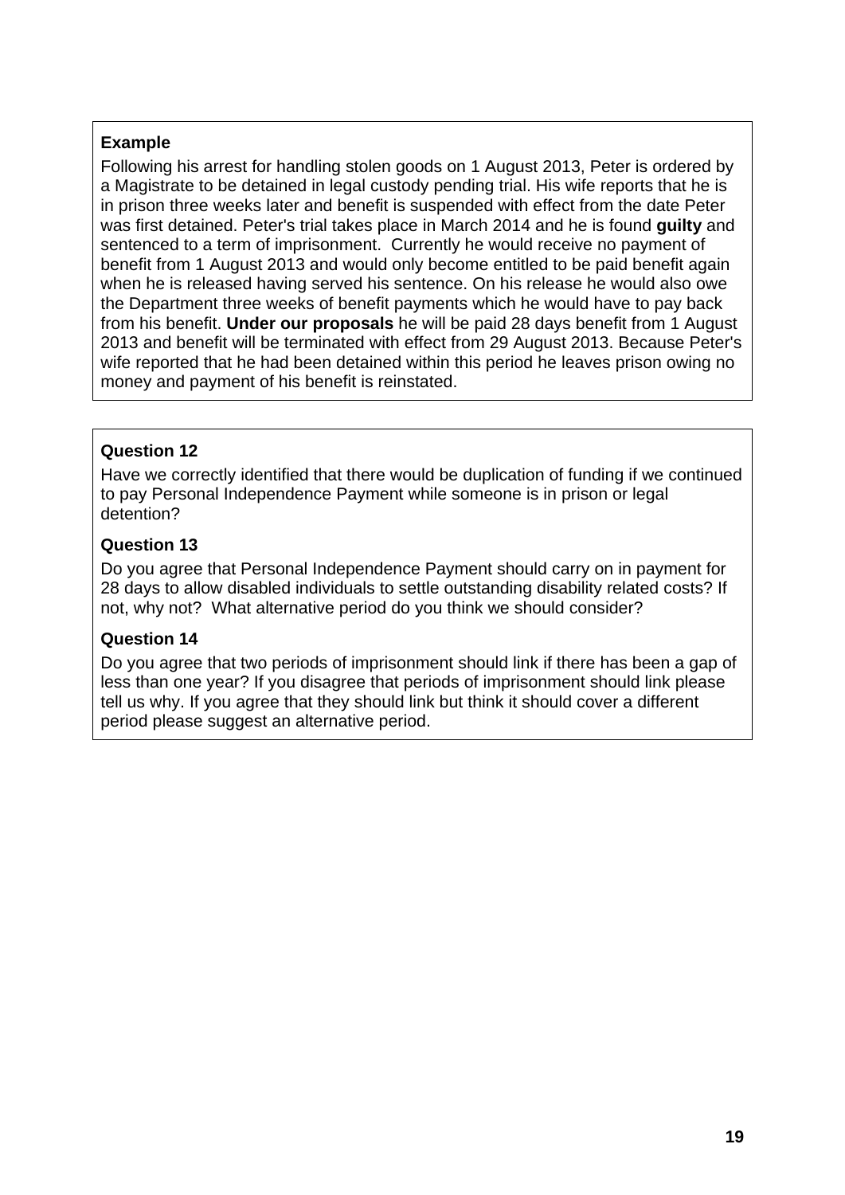**Example**

Following his arrest for handling stolen goods on 1 August 2013, Peter is ordered by a Magistrate to be detained in legal custody pending trial. His wife reports that he is in prison three weeks later and benefit is suspended with effect from the date Peter was first detained. Peter's trial takes place in March 2014 and he is found **guilty** and sentenced to a term of imprisonment. Currently he would receive no payment of benefit from 1 August 2013 and would only become entitled to be paid benefit again when he is released having served his sentence. On his release he would also owe the Department three weeks of benefit payments which he would have to pay back from his benefit. **Under our proposals** he will be paid 28 days benefit from 1 August 2013 and benefit will be terminated with effect from 29 August 2013. Because Peter's wife reported that he had been detained within this period he leaves prison owing no money and payment of his benefit is reinstated.

**Question 12**

Have we correctly identified that there would be duplication of funding if we continued to pay Personal Independence Payment while someone is in prison or legal detention?

**Question 13**

Do you agree that Personal Independence Payment should carry on in payment for 28 days to allow disabled individuals to settle outstanding disability related costs? If not, why not? What alternative period do you think we should consider?

**Question 14**

Do you agree that two periods of imprisonment should link if there has been a gap of less than one year? If you disagree that periods of imprisonment should link please tell us why. If you agree that they should link but think it should cover a different period please suggest an alternative period.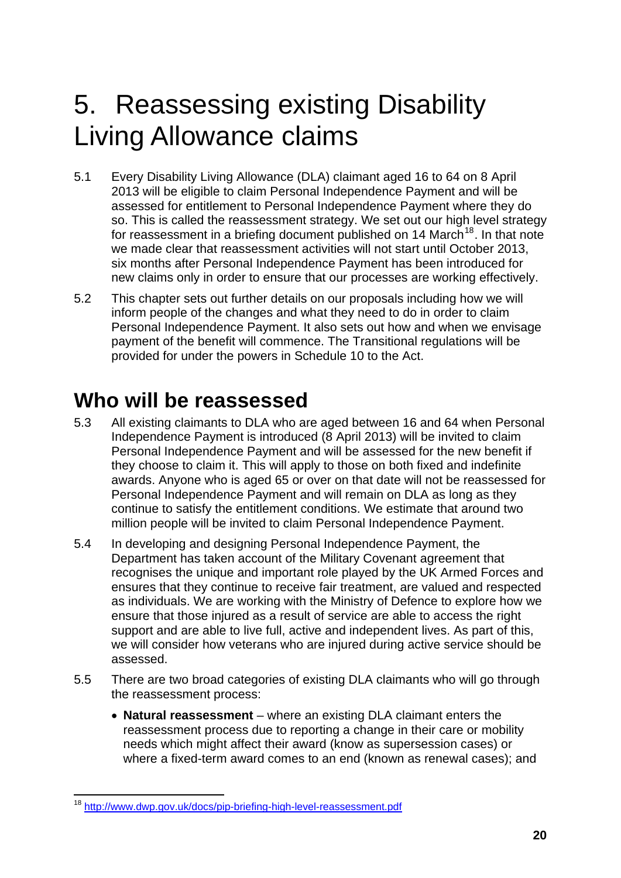# 5. Reassessing existing Disability Living Allowance claims

5.1 Every Disability Living Allowance (DLA) claimant aged 16 to 64 on 8 April 2013 will be eligible to claim Personal Independence Payment and will be assessed for entitlement to Personal Independence Payment where they do so. This is called the reassessment strategy. We set out our high level strategy for reassessment in a briefing document published on 14 March[18]. In that note we made clear that reassessment activities will not start until October 2013, six months after Personal Independence Payment has been introduced for new claims only in order to ensure that our processes are working effectively.

5.2 This chapter sets out further details on our proposals including how we will inform people of the changes and what they need to do in order to claim Personal Independence Payment. It also sets out how and when we envisage payment of the benefit will commence. The Transitional regulations will be provided for under the powers in Schedule 10 to the Act.

## Who will be reassessed

5.3 All existing claimants to DLA who are aged between 16 and 64 when Personal Independence Payment is introduced (8 April 2013) will be invited to claim Personal Independence Payment and will be assessed for the new benefit if they choose to claim it. This will apply to those on both fixed and indefinite awards. Anyone who is aged 65 or over on that date will not be reassessed for Personal Independence Payment and will remain on DLA as long as they continue to satisfy the entitlement conditions. We estimate that around two million people will be invited to claim Personal Independence Payment.

5.4 In developing and designing Personal Independence Payment, the Department has taken account of the Military Covenant agreement that recognises the unique and important role played by the UK Armed Forces and ensures that they continue to receive fair treatment, are valued and respected as individuals. We are working with the Ministry of Defence to explore how we ensure that those injured as a result of service are able to access the right support and are able to live full, active and independent lives. As part of this, we will consider how veterans who are injured during active service should be assessed.

5.5 There are two broad categories of existing DLA claimants who will go through the reassessment process:

- **Natural reassessment** – where an existing DLA claimant enters the reassessment process due to reporting a change in their care or mobility needs which might affect their award (know as supersession cases) or where a fixed-term award comes to an end (known as renewal cases); and

---

[18] http://www.dwp.gov.uk/docs/pip-briefing-high-level-reassessment.pdf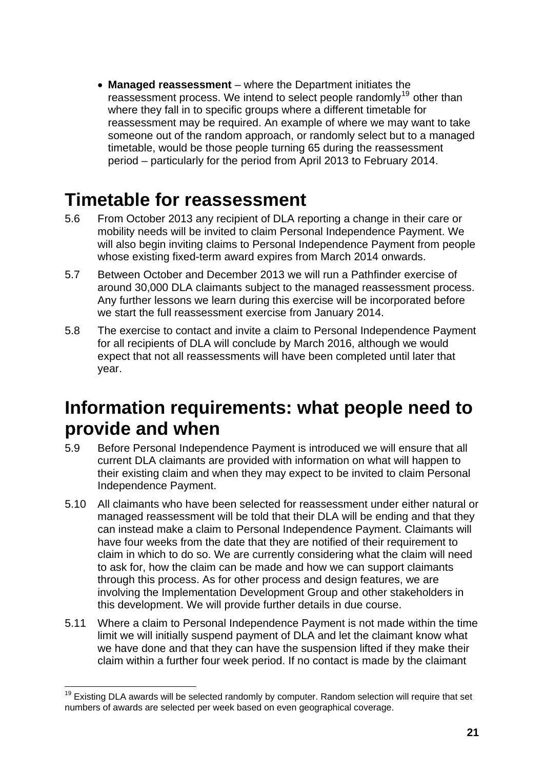- **Managed reassessment** – where the Department initiates the reassessment process. We intend to select people randomly[19] other than where they fall in to specific groups where a different timetable for reassessment may be required. An example of where we may want to take someone out of the random approach, or randomly select but to a managed timetable, would be those people turning 65 during the reassessment period – particularly for the period from April 2013 to February 2014.

## Timetable for reassessment

5.6 From October 2013 any recipient of DLA reporting a change in their care or mobility needs will be invited to claim Personal Independence Payment. We will also begin inviting claims to Personal Independence Payment from people whose existing fixed-term award expires from March 2014 onwards.

5.7 Between October and December 2013 we will run a Pathfinder exercise of around 30,000 DLA claimants subject to the managed reassessment process. Any further lessons we learn during this exercise will be incorporated before we start the full reassessment exercise from January 2014.

5.8 The exercise to contact and invite a claim to Personal Independence Payment for all recipients of DLA will conclude by March 2016, although we would expect that not all reassessments will have been completed until later that year.

## Information requirements: what people need to provide and when

5.9 Before Personal Independence Payment is introduced we will ensure that all current DLA claimants are provided with information on what will happen to their existing claim and when they may expect to be invited to claim Personal Independence Payment.

5.10 All claimants who have been selected for reassessment under either natural or managed reassessment will be told that their DLA will be ending and that they can instead make a claim to Personal Independence Payment. Claimants will have four weeks from the date that they are notified of their requirement to claim in which to do so. We are currently considering what the claim will need to ask for, how the claim can be made and how we can support claimants through this process. As for other process and design features, we are involving the Implementation Development Group and other stakeholders in this development. We will provide further details in due course.

5.11 Where a claim to Personal Independence Payment is not made within the time limit we will initially suspend payment of DLA and let the claimant know what we have done and that they can have the suspension lifted if they make their claim within a further four week period. If no contact is made by the claimant

[19] Existing DLA awards will be selected randomly by computer. Random selection will require that set numbers of awards are selected per week based on even geographical coverage.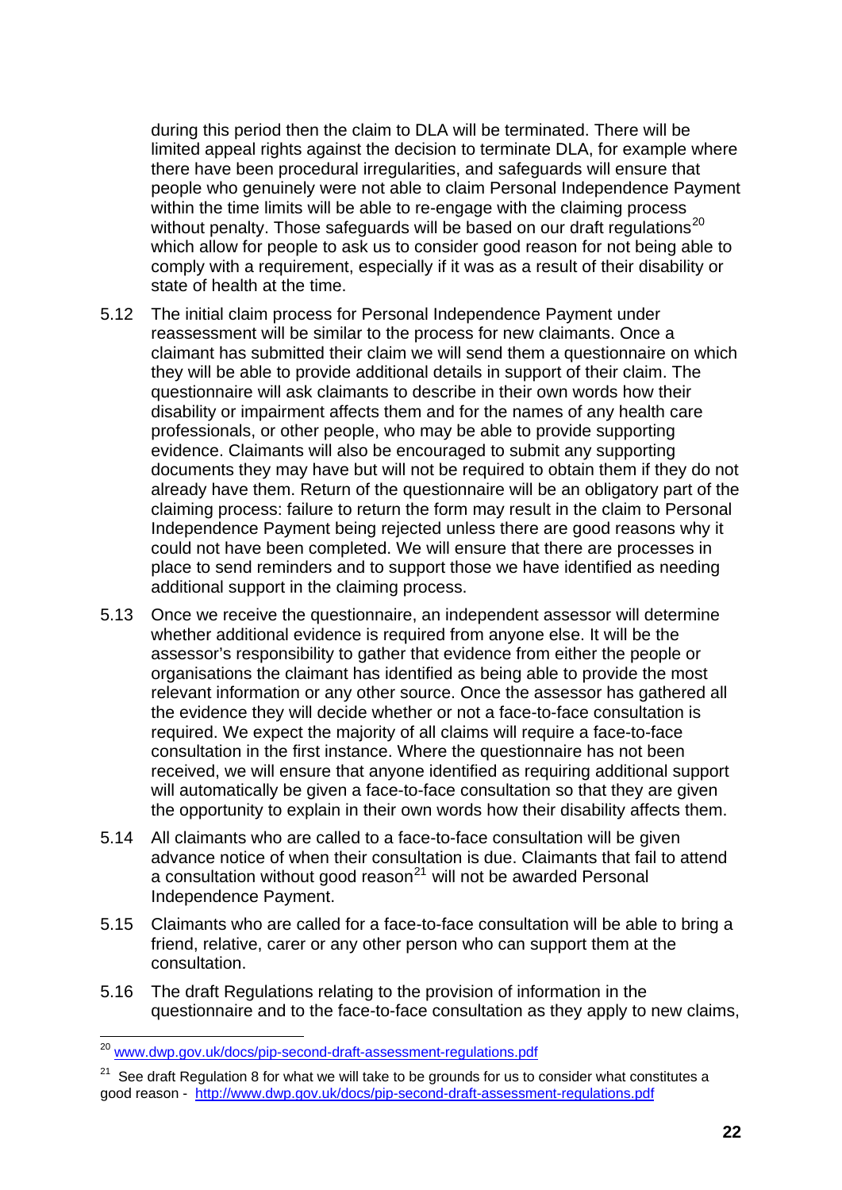during this period then the claim to DLA will be terminated. There will be limited appeal rights against the decision to terminate DLA, for example where there have been procedural irregularities, and safeguards will ensure that people who genuinely were not able to claim Personal Independence Payment within the time limits will be able to re-engage with the claiming process without penalty. Those safeguards will be based on our draft regulations[20] which allow for people to ask us to consider good reason for not being able to comply with a requirement, especially if it was as a result of their disability or state of health at the time.

5.12 The initial claim process for Personal Independence Payment under reassessment will be similar to the process for new claimants. Once a claimant has submitted their claim we will send them a questionnaire on which they will be able to provide additional details in support of their claim. The questionnaire will ask claimants to describe in their own words how their disability or impairment affects them and for the names of any health care professionals, or other people, who may be able to provide supporting evidence. Claimants will also be encouraged to submit any supporting documents they may have but will not be required to obtain them if they do not already have them. Return of the questionnaire will be an obligatory part of the claiming process: failure to return the form may result in the claim to Personal Independence Payment being rejected unless there are good reasons why it could not have been completed. We will ensure that there are processes in place to send reminders and to support those we have identified as needing additional support in the claiming process.

5.13 Once we receive the questionnaire, an independent assessor will determine whether additional evidence is required from anyone else. It will be the assessor's responsibility to gather that evidence from either the people or organisations the claimant has identified as being able to provide the most relevant information or any other source. Once the assessor has gathered all the evidence they will decide whether or not a face-to-face consultation is required. We expect the majority of all claims will require a face-to-face consultation in the first instance. Where the questionnaire has not been received, we will ensure that anyone identified as requiring additional support will automatically be given a face-to-face consultation so that they are given the opportunity to explain in their own words how their disability affects them.

5.14 All claimants who are called to a face-to-face consultation will be given advance notice of when their consultation is due. Claimants that fail to attend a consultation without good reason[21] will not be awarded Personal Independence Payment.

5.15 Claimants who are called for a face-to-face consultation will be able to bring a friend, relative, carer or any other person who can support them at the consultation.

5.16 The draft Regulations relating to the provision of information in the questionnaire and to the face-to-face consultation as they apply to new claims,

---

[20] www.dwp.gov.uk/docs/pip-second-draft-assessment-regulations.pdf

[21] See draft Regulation 8 for what we will take to be grounds for us to consider what constitutes a good reason - http://www.dwp.gov.uk/docs/pip-second-draft-assessment-regulations.pdf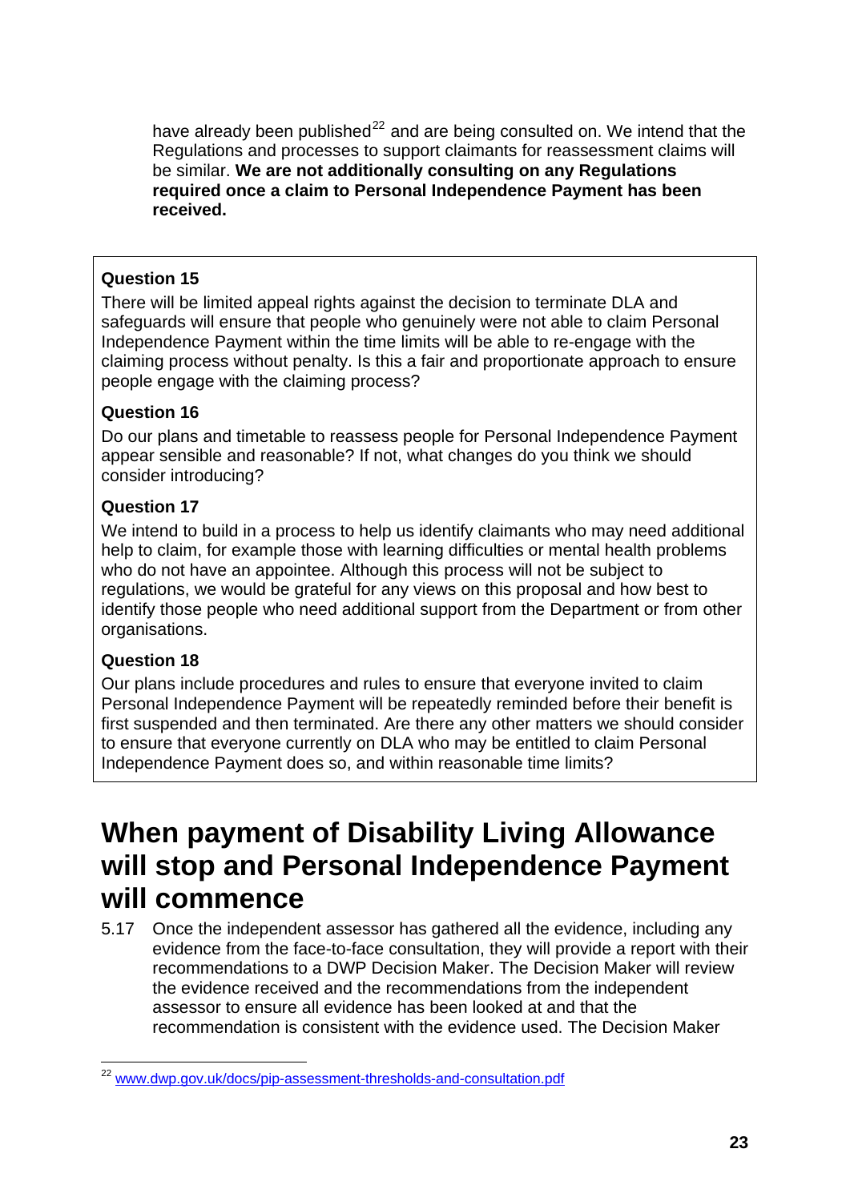have already been published[22] and are being consulted on. We intend that the Regulations and processes to support claimants for reassessment claims will be similar. **We are not additionally consulting on any Regulations required once a claim to Personal Independence Payment has been received.**

**Question 15**

There will be limited appeal rights against the decision to terminate DLA and safeguards will ensure that people who genuinely were not able to claim Personal Independence Payment within the time limits will be able to re-engage with the claiming process without penalty. Is this a fair and proportionate approach to ensure people engage with the claiming process?

**Question 16**

Do our plans and timetable to reassess people for Personal Independence Payment appear sensible and reasonable? If not, what changes do you think we should consider introducing?

**Question 17**

We intend to build in a process to help us identify claimants who may need additional help to claim, for example those with learning difficulties or mental health problems who do not have an appointee. Although this process will not be subject to regulations, we would be grateful for any views on this proposal and how best to identify those people who need additional support from the Department or from other organisations.

**Question 18**

Our plans include procedures and rules to ensure that everyone invited to claim Personal Independence Payment will be repeatedly reminded before their benefit is first suspended and then terminated. Are there any other matters we should consider to ensure that everyone currently on DLA who may be entitled to claim Personal Independence Payment does so, and within reasonable time limits?

# When payment of Disability Living Allowance will stop and Personal Independence Payment will commence

5.17 Once the independent assessor has gathered all the evidence, including any evidence from the face-to-face consultation, they will provide a report with their recommendations to a DWP Decision Maker. The Decision Maker will review the evidence received and the recommendations from the independent assessor to ensure all evidence has been looked at and that the recommendation is consistent with the evidence used. The Decision Maker

[22] www.dwp.gov.uk/docs/pip-assessment-thresholds-and-consultation.pdf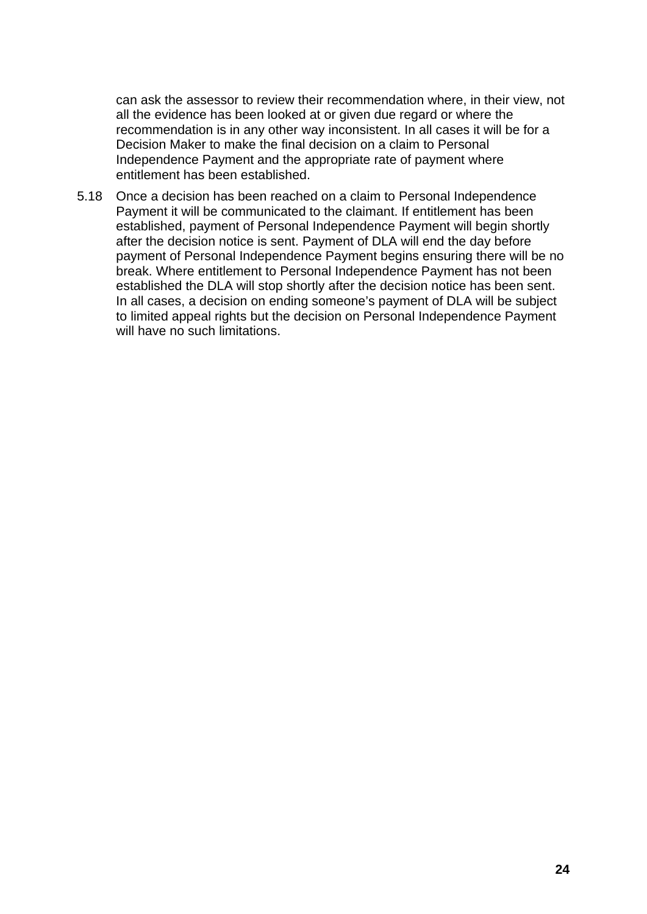can ask the assessor to review their recommendation where, in their view, not all the evidence has been looked at or given due regard or where the recommendation is in any other way inconsistent. In all cases it will be for a Decision Maker to make the final decision on a claim to Personal Independence Payment and the appropriate rate of payment where entitlement has been established.

5.18 Once a decision has been reached on a claim to Personal Independence Payment it will be communicated to the claimant. If entitlement has been established, payment of Personal Independence Payment will begin shortly after the decision notice is sent. Payment of DLA will end the day before payment of Personal Independence Payment begins ensuring there will be no break. Where entitlement to Personal Independence Payment has not been established the DLA will stop shortly after the decision notice has been sent. In all cases, a decision on ending someone's payment of DLA will be subject to limited appeal rights but the decision on Personal Independence Payment will have no such limitations.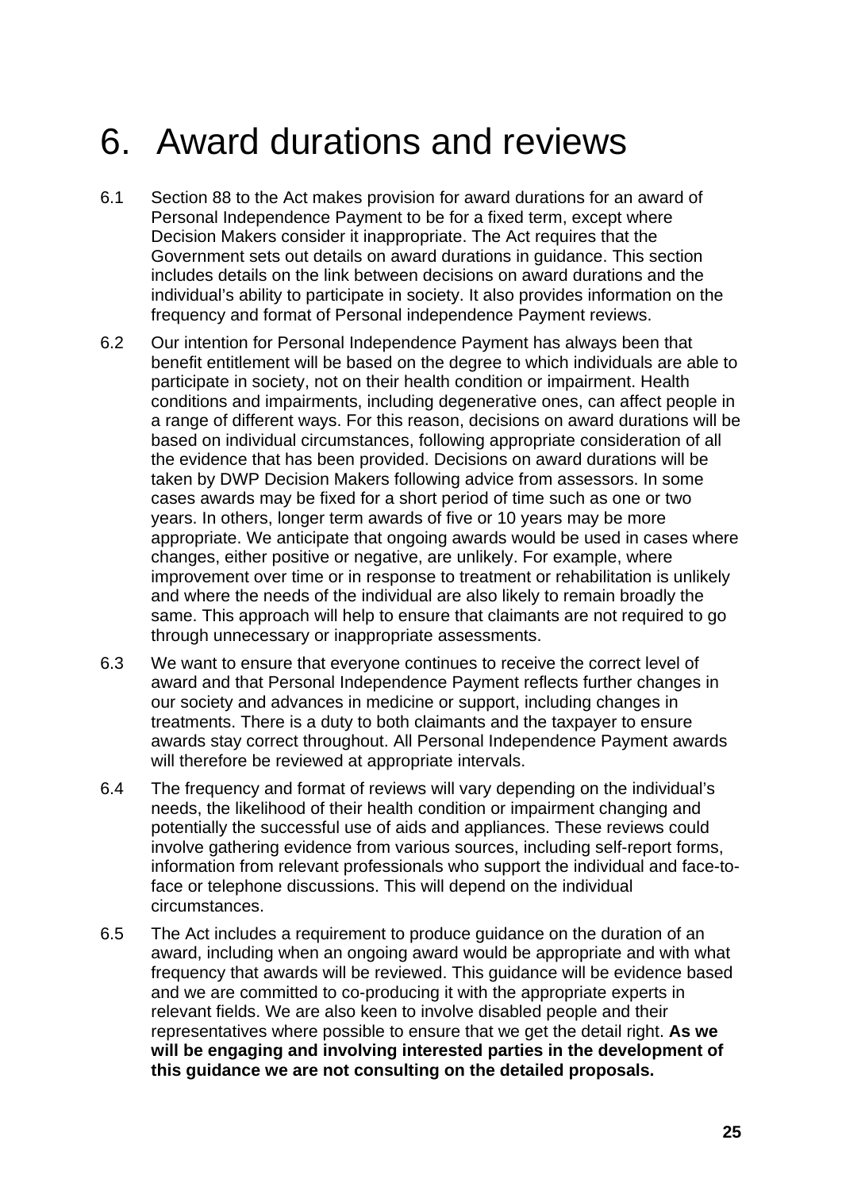# 6. Award durations and reviews

6.1 Section 88 to the Act makes provision for award durations for an award of Personal Independence Payment to be for a fixed term, except where Decision Makers consider it inappropriate. The Act requires that the Government sets out details on award durations in guidance. This section includes details on the link between decisions on award durations and the individual's ability to participate in society. It also provides information on the frequency and format of Personal independence Payment reviews.

6.2 Our intention for Personal Independence Payment has always been that benefit entitlement will be based on the degree to which individuals are able to participate in society, not on their health condition or impairment. Health conditions and impairments, including degenerative ones, can affect people in a range of different ways. For this reason, decisions on award durations will be based on individual circumstances, following appropriate consideration of all the evidence that has been provided. Decisions on award durations will be taken by DWP Decision Makers following advice from assessors. In some cases awards may be fixed for a short period of time such as one or two years. In others, longer term awards of five or 10 years may be more appropriate. We anticipate that ongoing awards would be used in cases where changes, either positive or negative, are unlikely. For example, where improvement over time or in response to treatment or rehabilitation is unlikely and where the needs of the individual are also likely to remain broadly the same. This approach will help to ensure that claimants are not required to go through unnecessary or inappropriate assessments.

6.3 We want to ensure that everyone continues to receive the correct level of award and that Personal Independence Payment reflects further changes in our society and advances in medicine or support, including changes in treatments. There is a duty to both claimants and the taxpayer to ensure awards stay correct throughout. All Personal Independence Payment awards will therefore be reviewed at appropriate intervals.

6.4 The frequency and format of reviews will vary depending on the individual's needs, the likelihood of their health condition or impairment changing and potentially the successful use of aids and appliances. These reviews could involve gathering evidence from various sources, including self-report forms, information from relevant professionals who support the individual and face-to-face or telephone discussions. This will depend on the individual circumstances.

6.5 The Act includes a requirement to produce guidance on the duration of an award, including when an ongoing award would be appropriate and with what frequency that awards will be reviewed. This guidance will be evidence based and we are committed to co-producing it with the appropriate experts in relevant fields. We are also keen to involve disabled people and their representatives where possible to ensure that we get the detail right. **As we will be engaging and involving interested parties in the development of this guidance we are not consulting on the detailed proposals.**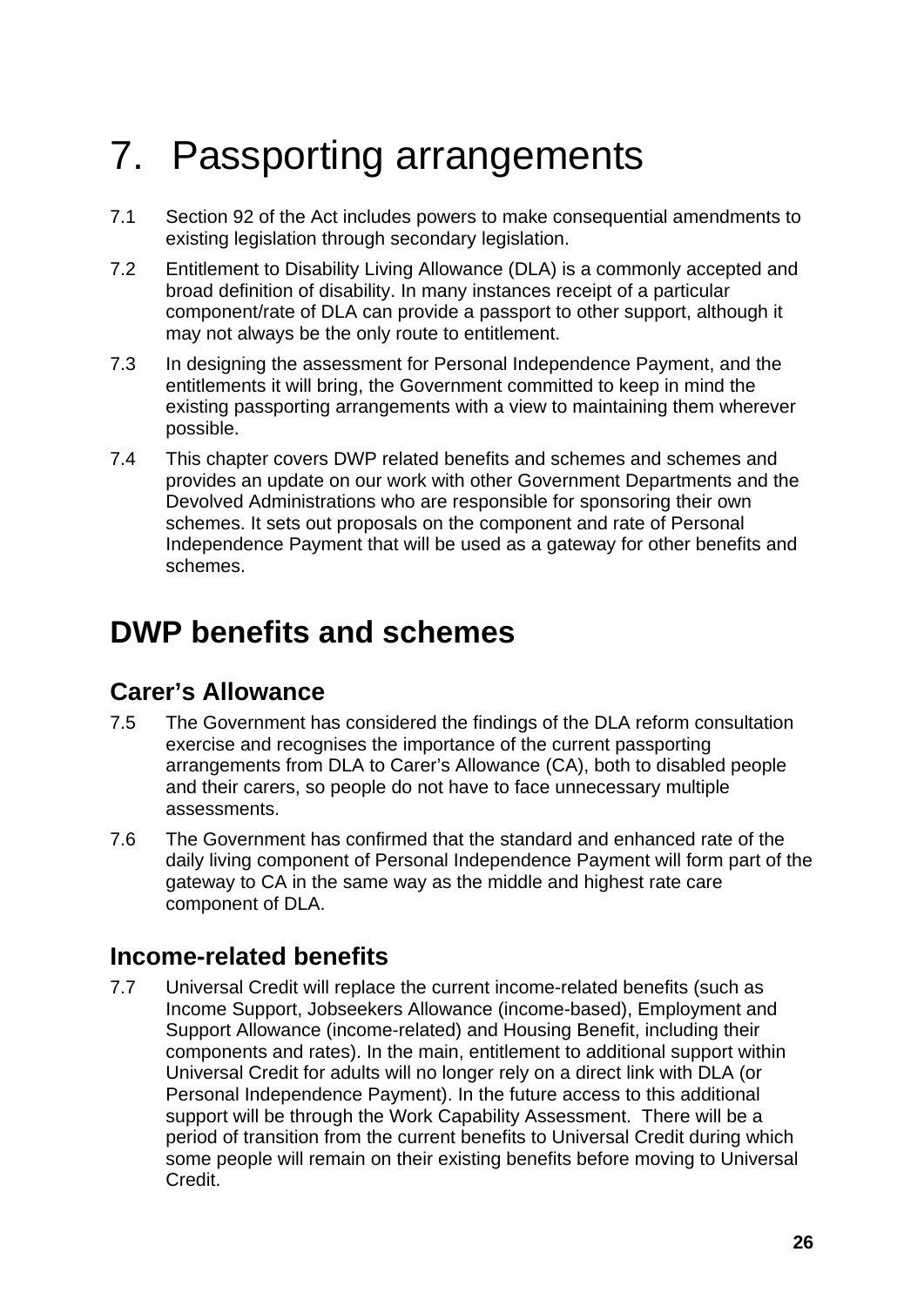# 7. Passporting arrangements

7.1 Section 92 of the Act includes powers to make consequential amendments to existing legislation through secondary legislation.

7.2 Entitlement to Disability Living Allowance (DLA) is a commonly accepted and broad definition of disability. In many instances receipt of a particular component/rate of DLA can provide a passport to other support, although it may not always be the only route to entitlement.

7.3 In designing the assessment for Personal Independence Payment, and the entitlements it will bring, the Government committed to keep in mind the existing passporting arrangements with a view to maintaining them wherever possible.

7.4 This chapter covers DWP related benefits and schemes and schemes and provides an update on our work with other Government Departments and the Devolved Administrations who are responsible for sponsoring their own schemes. It sets out proposals on the component and rate of Personal Independence Payment that will be used as a gateway for other benefits and schemes.

## DWP benefits and schemes

### Carer's Allowance

7.5 The Government has considered the findings of the DLA reform consultation exercise and recognises the importance of the current passporting arrangements from DLA to Carer's Allowance (CA), both to disabled people and their carers, so people do not have to face unnecessary multiple assessments.

7.6 The Government has confirmed that the standard and enhanced rate of the daily living component of Personal Independence Payment will form part of the gateway to CA in the same way as the middle and highest rate care component of DLA.

### Income-related benefits

7.7 Universal Credit will replace the current income-related benefits (such as Income Support, Jobseekers Allowance (income-based), Employment and Support Allowance (income-related) and Housing Benefit, including their components and rates). In the main, entitlement to additional support within Universal Credit for adults will no longer rely on a direct link with DLA (or Personal Independence Payment). In the future access to this additional support will be through the Work Capability Assessment. There will be a period of transition from the current benefits to Universal Credit during which some people will remain on their existing benefits before moving to Universal Credit.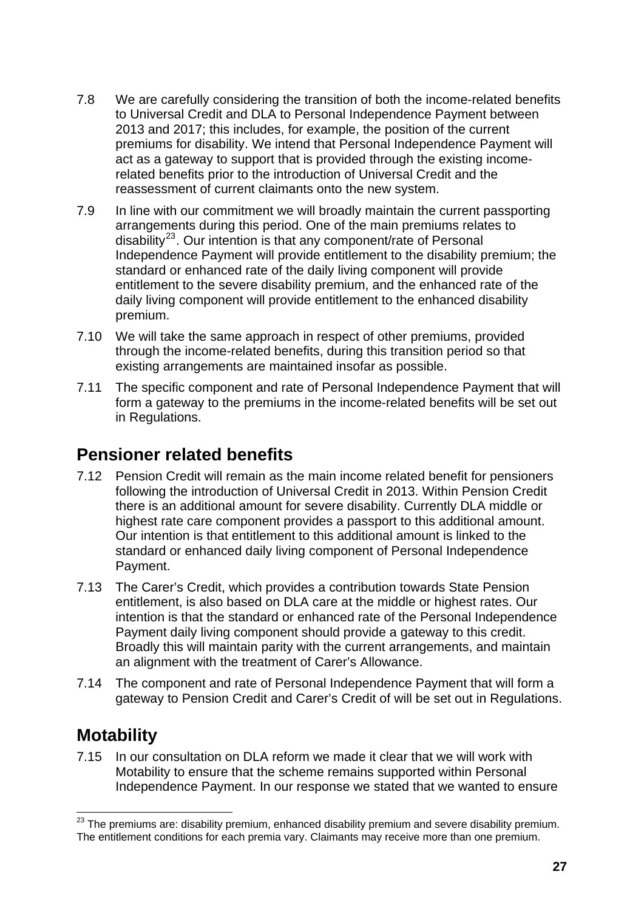7.8 We are carefully considering the transition of both the income-related benefits to Universal Credit and DLA to Personal Independence Payment between 2013 and 2017; this includes, for example, the position of the current premiums for disability. We intend that Personal Independence Payment will act as a gateway to support that is provided through the existing income-related benefits prior to the introduction of Universal Credit and the reassessment of current claimants onto the new system.

7.9 In line with our commitment we will broadly maintain the current passporting arrangements during this period. One of the main premiums relates to disability[23]. Our intention is that any component/rate of Personal Independence Payment will provide entitlement to the disability premium; the standard or enhanced rate of the daily living component will provide entitlement to the severe disability premium, and the enhanced rate of the daily living component will provide entitlement to the enhanced disability premium.

7.10 We will take the same approach in respect of other premiums, provided through the income-related benefits, during this transition period so that existing arrangements are maintained insofar as possible.

7.11 The specific component and rate of Personal Independence Payment that will form a gateway to the premiums in the income-related benefits will be set out in Regulations.

## Pensioner related benefits

7.12 Pension Credit will remain as the main income related benefit for pensioners following the introduction of Universal Credit in 2013. Within Pension Credit there is an additional amount for severe disability. Currently DLA middle or highest rate care component provides a passport to this additional amount. Our intention is that entitlement to this additional amount is linked to the standard or enhanced daily living component of Personal Independence Payment.

7.13 The Carer's Credit, which provides a contribution towards State Pension entitlement, is also based on DLA care at the middle or highest rates. Our intention is that the standard or enhanced rate of the Personal Independence Payment daily living component should provide a gateway to this credit. Broadly this will maintain parity with the current arrangements, and maintain an alignment with the treatment of Carer's Allowance.

7.14 The component and rate of Personal Independence Payment that will form a gateway to Pension Credit and Carer's Credit of will be set out in Regulations.

## Motability

7.15 In our consultation on DLA reform we made it clear that we will work with Motability to ensure that the scheme remains supported within Personal Independence Payment. In our response we stated that we wanted to ensure

---

[23] The premiums are: disability premium, enhanced disability premium and severe disability premium. The entitlement conditions for each premia vary. Claimants may receive more than one premium.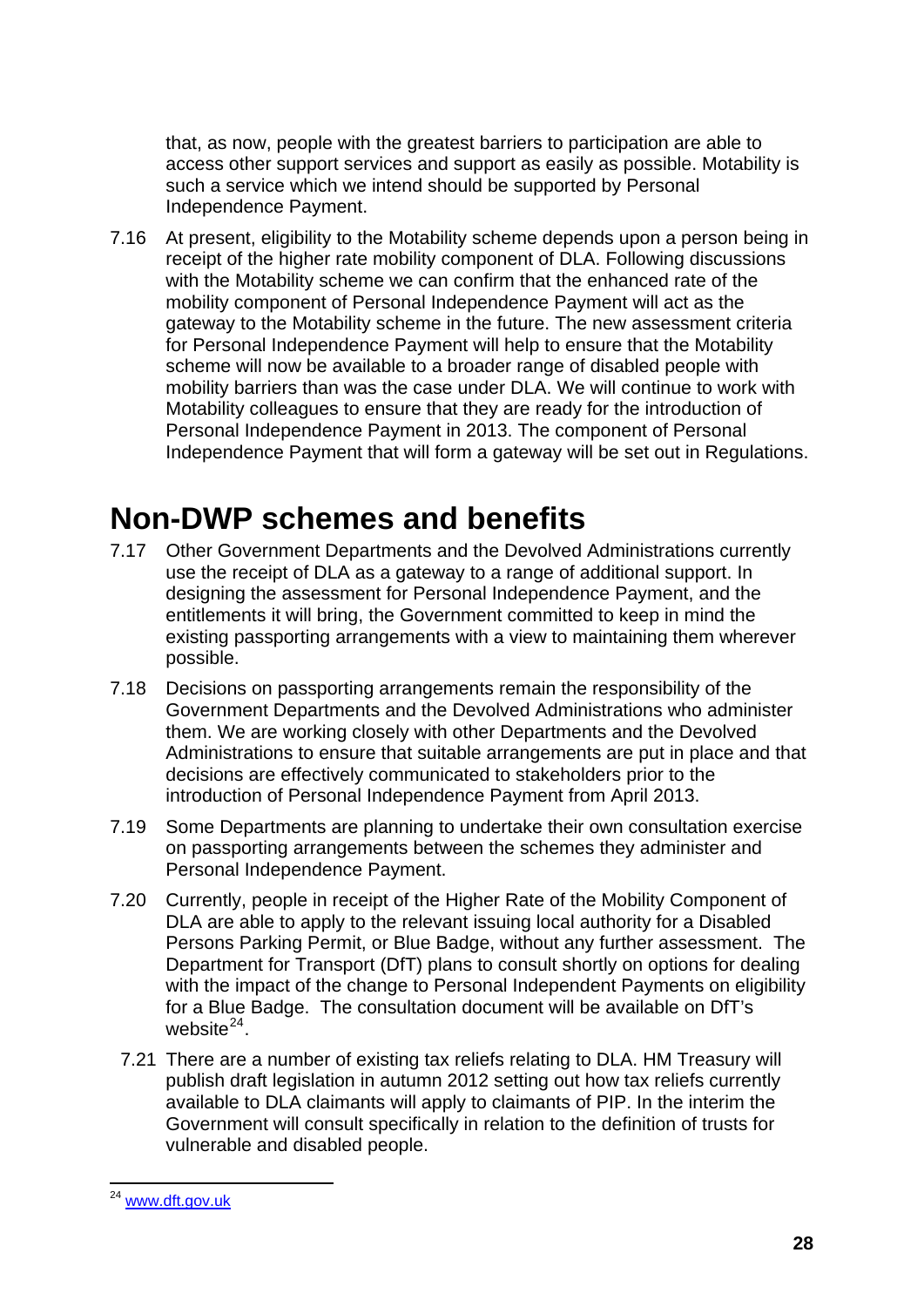that, as now, people with the greatest barriers to participation are able to access other support services and support as easily as possible. Motability is such a service which we intend should be supported by Personal Independence Payment.

7.16 At present, eligibility to the Motability scheme depends upon a person being in receipt of the higher rate mobility component of DLA. Following discussions with the Motability scheme we can confirm that the enhanced rate of the mobility component of Personal Independence Payment will act as the gateway to the Motability scheme in the future. The new assessment criteria for Personal Independence Payment will help to ensure that the Motability scheme will now be available to a broader range of disabled people with mobility barriers than was the case under DLA. We will continue to work with Motability colleagues to ensure that they are ready for the introduction of Personal Independence Payment in 2013. The component of Personal Independence Payment that will form a gateway will be set out in Regulations.

# Non-DWP schemes and benefits

7.17 Other Government Departments and the Devolved Administrations currently use the receipt of DLA as a gateway to a range of additional support. In designing the assessment for Personal Independence Payment, and the entitlements it will bring, the Government committed to keep in mind the existing passporting arrangements with a view to maintaining them wherever possible.

7.18 Decisions on passporting arrangements remain the responsibility of the Government Departments and the Devolved Administrations who administer them. We are working closely with other Departments and the Devolved Administrations to ensure that suitable arrangements are put in place and that decisions are effectively communicated to stakeholders prior to the introduction of Personal Independence Payment from April 2013.

7.19 Some Departments are planning to undertake their own consultation exercise on passporting arrangements between the schemes they administer and Personal Independence Payment.

7.20 Currently, people in receipt of the Higher Rate of the Mobility Component of DLA are able to apply to the relevant issuing local authority for a Disabled Persons Parking Permit, or Blue Badge, without any further assessment. The Department for Transport (DfT) plans to consult shortly on options for dealing with the impact of the change to Personal Independent Payments on eligibility for a Blue Badge. The consultation document will be available on DfT's website[24].

7.21 There are a number of existing tax reliefs relating to DLA. HM Treasury will publish draft legislation in autumn 2012 setting out how tax reliefs currently available to DLA claimants will apply to claimants of PIP. In the interim the Government will consult specifically in relation to the definition of trusts for vulnerable and disabled people.

---

[24] www.dft.gov.uk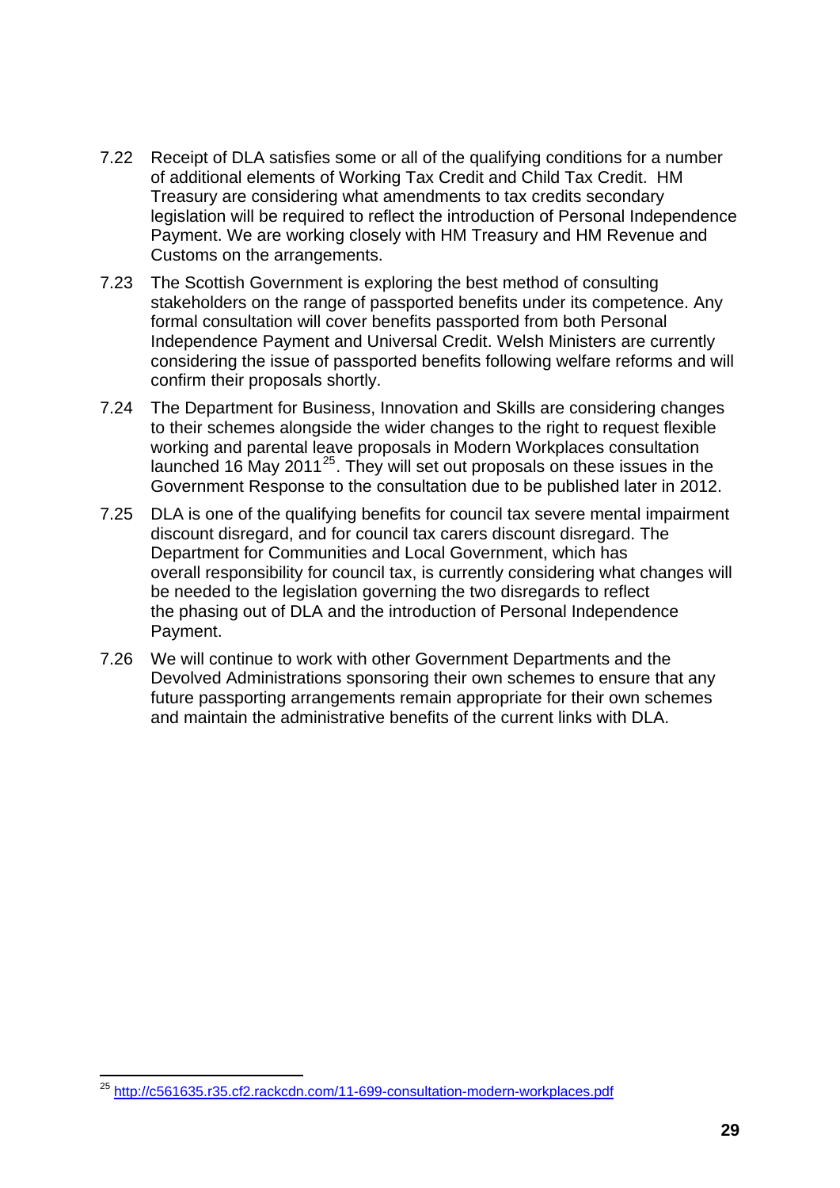7.22 Receipt of DLA satisfies some or all of the qualifying conditions for a number of additional elements of Working Tax Credit and Child Tax Credit. HM Treasury are considering what amendments to tax credits secondary legislation will be required to reflect the introduction of Personal Independence Payment. We are working closely with HM Treasury and HM Revenue and Customs on the arrangements.

7.23 The Scottish Government is exploring the best method of consulting stakeholders on the range of passported benefits under its competence. Any formal consultation will cover benefits passported from both Personal Independence Payment and Universal Credit. Welsh Ministers are currently considering the issue of passported benefits following welfare reforms and will confirm their proposals shortly.

7.24 The Department for Business, Innovation and Skills are considering changes to their schemes alongside the wider changes to the right to request flexible working and parental leave proposals in Modern Workplaces consultation launched 16 May 2011[25]. They will set out proposals on these issues in the Government Response to the consultation due to be published later in 2012.

7.25 DLA is one of the qualifying benefits for council tax severe mental impairment discount disregard, and for council tax carers discount disregard. The Department for Communities and Local Government, which has overall responsibility for council tax, is currently considering what changes will be needed to the legislation governing the two disregards to reflect the phasing out of DLA and the introduction of Personal Independence Payment.

7.26 We will continue to work with other Government Departments and the Devolved Administrations sponsoring their own schemes to ensure that any future passporting arrangements remain appropriate for their own schemes and maintain the administrative benefits of the current links with DLA.

[25] http://c561635.r35.cf2.rackcdn.com/11-699-consultation-modern-workplaces.pdf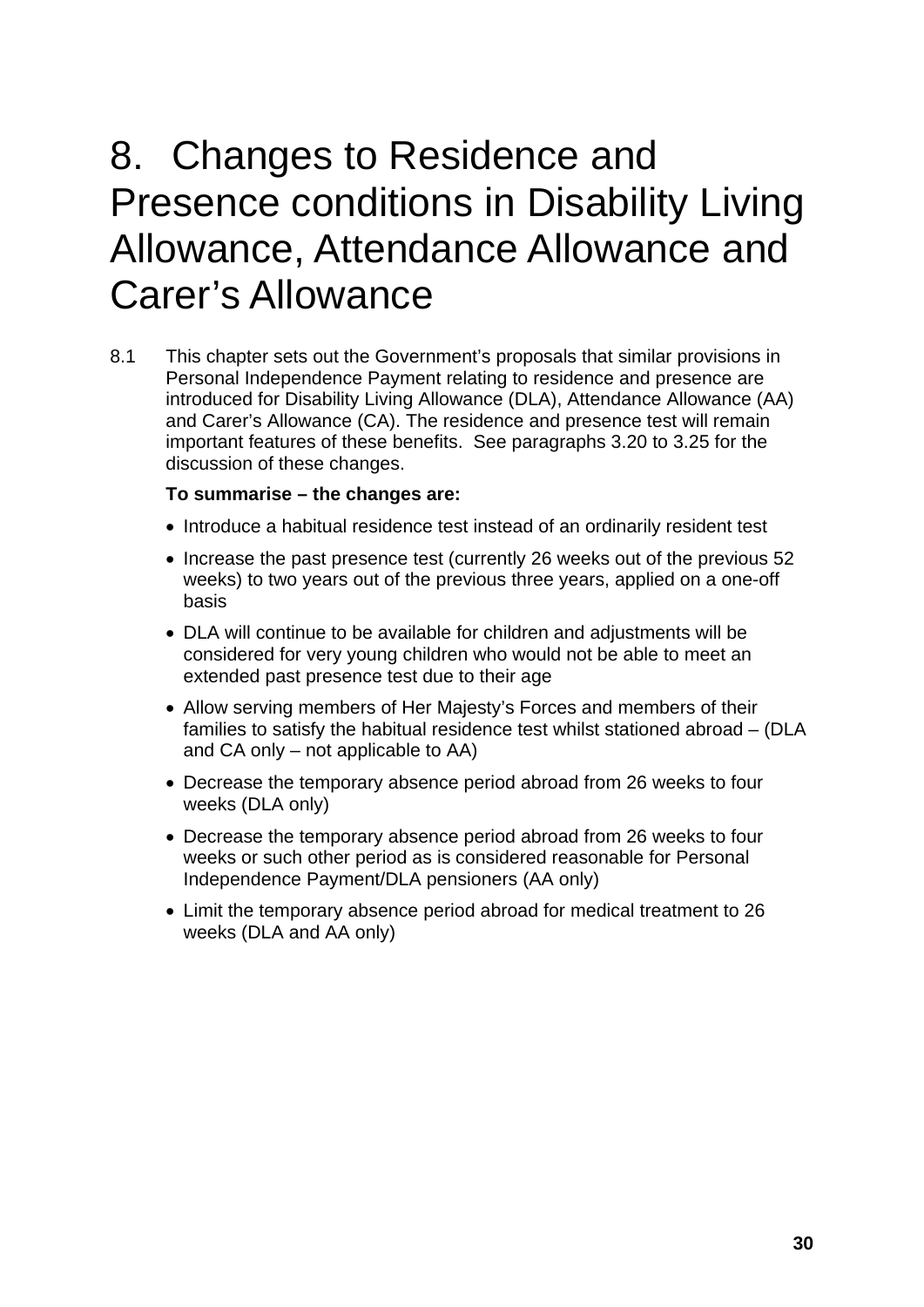# 8. Changes to Residence and Presence conditions in Disability Living Allowance, Attendance Allowance and Carer's Allowance

8.1 This chapter sets out the Government's proposals that similar provisions in Personal Independence Payment relating to residence and presence are introduced for Disability Living Allowance (DLA), Attendance Allowance (AA) and Carer's Allowance (CA). The residence and presence test will remain important features of these benefits. See paragraphs 3.20 to 3.25 for the discussion of these changes.

**To summarise – the changes are:**

- Introduce a habitual residence test instead of an ordinarily resident test
- Increase the past presence test (currently 26 weeks out of the previous 52 weeks) to two years out of the previous three years, applied on a one-off basis
- DLA will continue to be available for children and adjustments will be considered for very young children who would not be able to meet an extended past presence test due to their age
- Allow serving members of Her Majesty's Forces and members of their families to satisfy the habitual residence test whilst stationed abroad – (DLA and CA only – not applicable to AA)
- Decrease the temporary absence period abroad from 26 weeks to four weeks (DLA only)
- Decrease the temporary absence period abroad from 26 weeks to four weeks or such other period as is considered reasonable for Personal Independence Payment/DLA pensioners (AA only)
- Limit the temporary absence period abroad for medical treatment to 26 weeks (DLA and AA only)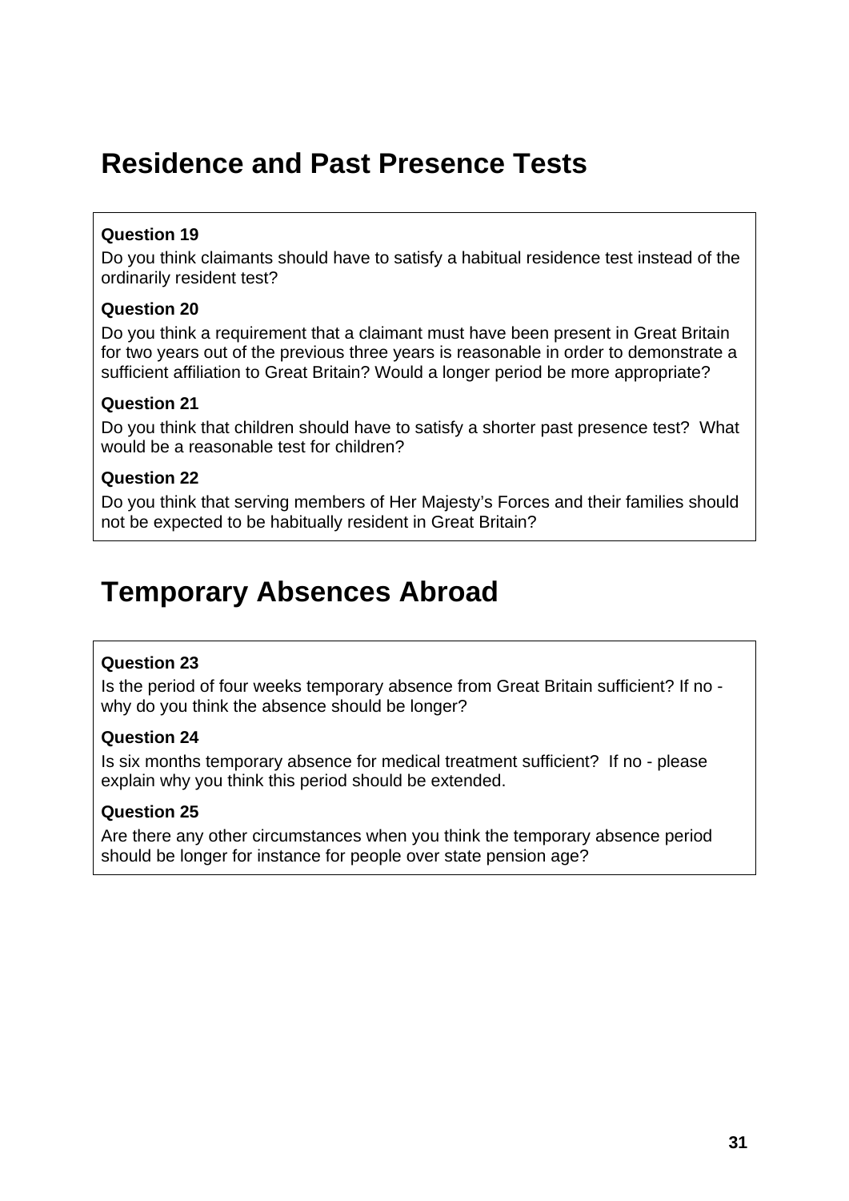## Residence and Past Presence Tests

**Question 19**

Do you think claimants should have to satisfy a habitual residence test instead of the ordinarily resident test?

**Question 20**

Do you think a requirement that a claimant must have been present in Great Britain for two years out of the previous three years is reasonable in order to demonstrate a sufficient affiliation to Great Britain? Would a longer period be more appropriate?

**Question 21**

Do you think that children should have to satisfy a shorter past presence test? What would be a reasonable test for children?

**Question 22**

Do you think that serving members of Her Majesty's Forces and their families should not be expected to be habitually resident in Great Britain?

## Temporary Absences Abroad

**Question 23**

Is the period of four weeks temporary absence from Great Britain sufficient? If no - why do you think the absence should be longer?

**Question 24**

Is six months temporary absence for medical treatment sufficient? If no - please explain why you think this period should be extended.

**Question 25**

Are there any other circumstances when you think the temporary absence period should be longer for instance for people over state pension age?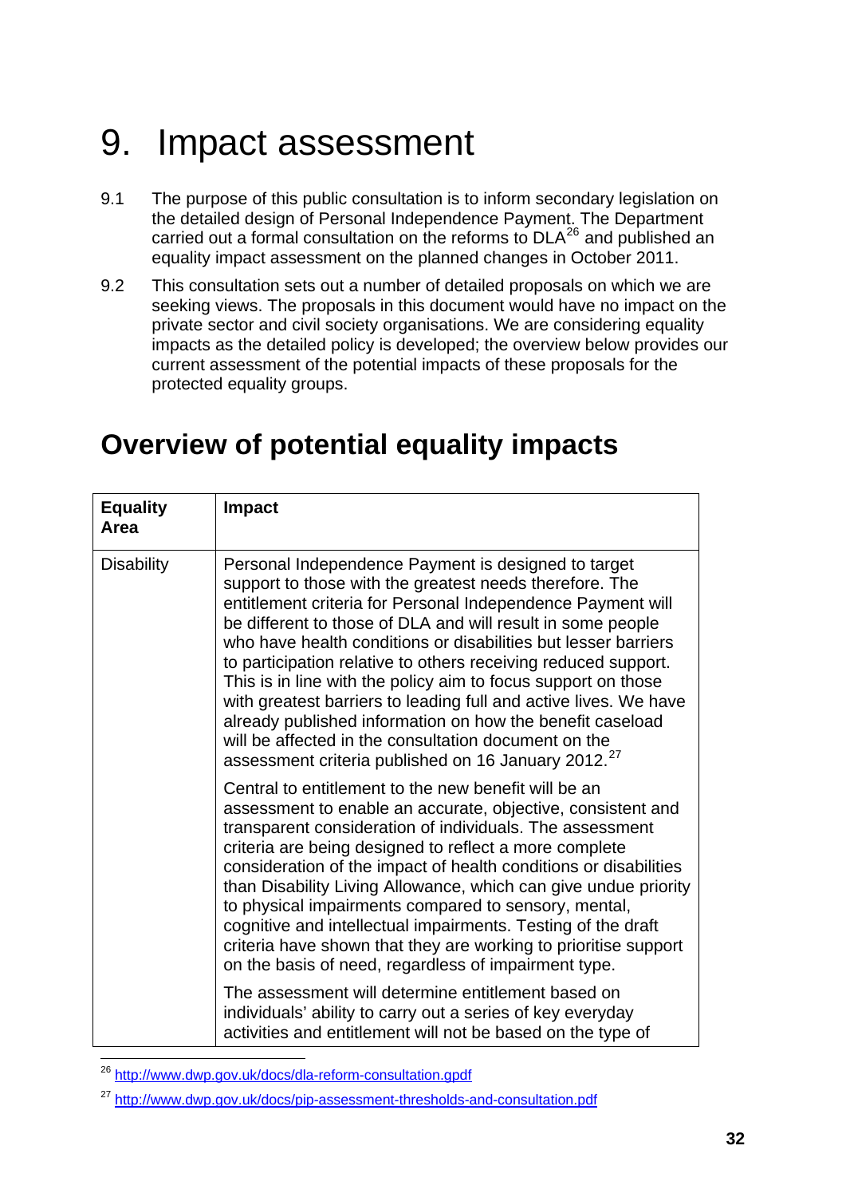# 9. Impact assessment

9.1 The purpose of this public consultation is to inform secondary legislation on the detailed design of Personal Independence Payment. The Department carried out a formal consultation on the reforms to DLA[26] and published an equality impact assessment on the planned changes in October 2011.

9.2 This consultation sets out a number of detailed proposals on which we are seeking views. The proposals in this document would have no impact on the private sector and civil society organisations. We are considering equality impacts as the detailed policy is developed; the overview below provides our current assessment of the potential impacts of these proposals for the protected equality groups.

## Overview of potential equality impacts

| Equality Area | Impact |
|---|---|
| Disability | Personal Independence Payment is designed to target support to those with the greatest needs therefore. The entitlement criteria for Personal Independence Payment will be different to those of DLA and will result in some people who have health conditions or disabilities but lesser barriers to participation relative to others receiving reduced support. This is in line with the policy aim to focus support on those with greatest barriers to leading full and active lives. We have already published information on how the benefit caseload will be affected in the consultation document on the assessment criteria published on 16 January 2012.[27]<br><br>Central to entitlement to the new benefit will be an assessment to enable an accurate, objective, consistent and transparent consideration of individuals. The assessment criteria are being designed to reflect a more complete consideration of the impact of health conditions or disabilities than Disability Living Allowance, which can give undue priority to physical impairments compared to sensory, mental, cognitive and intellectual impairments. Testing of the draft criteria have shown that they are working to prioritise support on the basis of need, regardless of impairment type.<br><br>The assessment will determine entitlement based on individuals' ability to carry out a series of key everyday activities and entitlement will not be based on the type of |

[26] http://www.dwp.gov.uk/docs/dla-reform-consultation.gpdf

[27] http://www.dwp.gov.uk/docs/pip-assessment-thresholds-and-consultation.pdf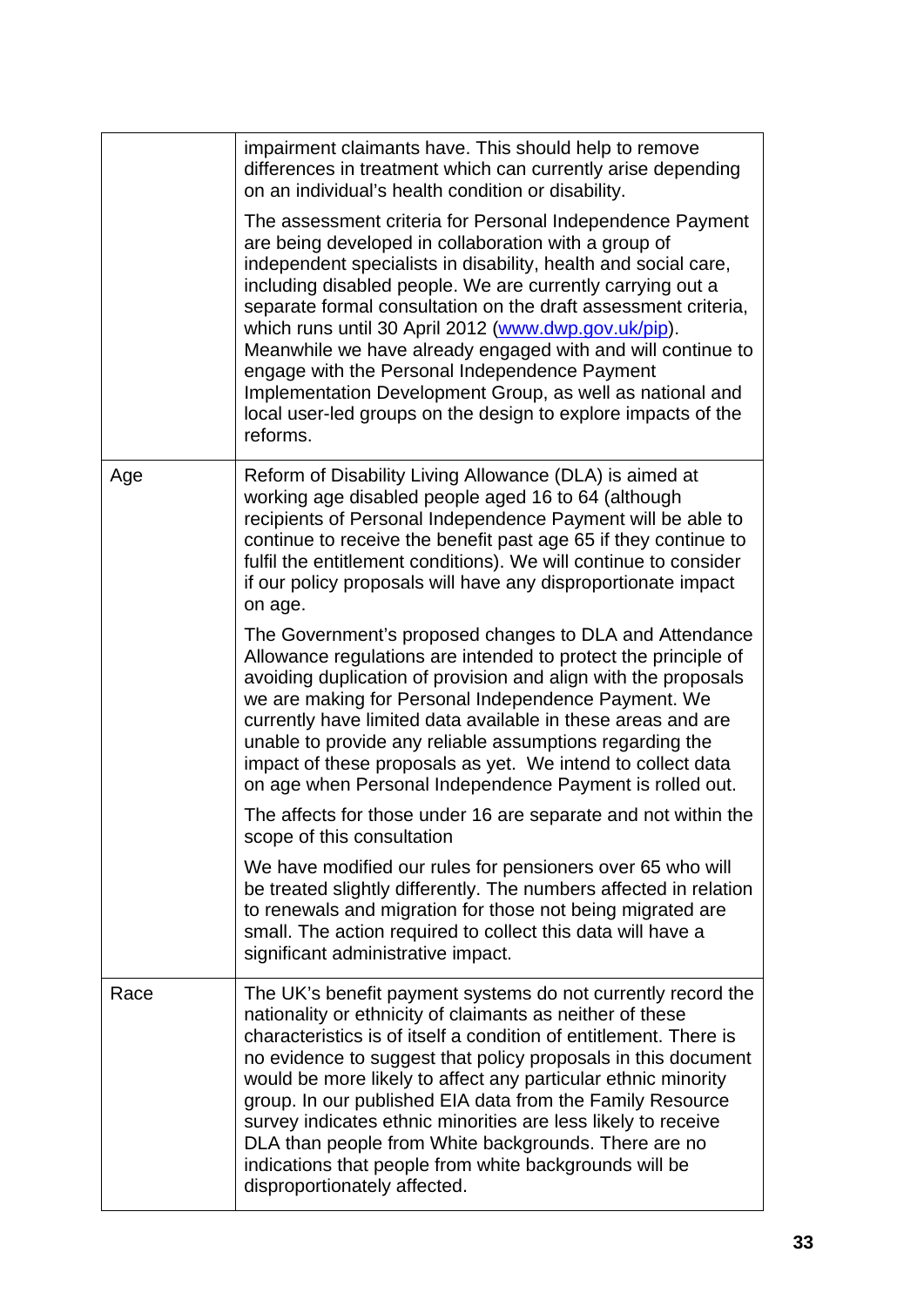| | |
|---|---|
| | impairment claimants have. This should help to remove differences in treatment which can currently arise depending on an individual's health condition or disability.<br><br>The assessment criteria for Personal Independence Payment are being developed in collaboration with a group of independent specialists in disability, health and social care, including disabled people. We are currently carrying out a separate formal consultation on the draft assessment criteria, which runs until 30 April 2012 (www.dwp.gov.uk/pip). Meanwhile we have already engaged with and will continue to engage with the Personal Independence Payment Implementation Development Group, as well as national and local user-led groups on the design to explore impacts of the reforms. |
| Age | Reform of Disability Living Allowance (DLA) is aimed at working age disabled people aged 16 to 64 (although recipients of Personal Independence Payment will be able to continue to receive the benefit past age 65 if they continue to fulfil the entitlement conditions). We will continue to consider if our policy proposals will have any disproportionate impact on age.<br><br>The Government's proposed changes to DLA and Attendance Allowance regulations are intended to protect the principle of avoiding duplication of provision and align with the proposals we are making for Personal Independence Payment. We currently have limited data available in these areas and are unable to provide any reliable assumptions regarding the impact of these proposals as yet. We intend to collect data on age when Personal Independence Payment is rolled out.<br><br>The affects for those under 16 are separate and not within the scope of this consultation<br><br>We have modified our rules for pensioners over 65 who will be treated slightly differently. The numbers affected in relation to renewals and migration for those not being migrated are small. The action required to collect this data will have a significant administrative impact. |
| Race | The UK's benefit payment systems do not currently record the nationality or ethnicity of claimants as neither of these characteristics is of itself a condition of entitlement. There is no evidence to suggest that policy proposals in this document would be more likely to affect any particular ethnic minority group. In our published EIA data from the Family Resource survey indicates ethnic minorities are less likely to receive DLA than people from White backgrounds. There are no indications that people from white backgrounds will be disproportionately affected. |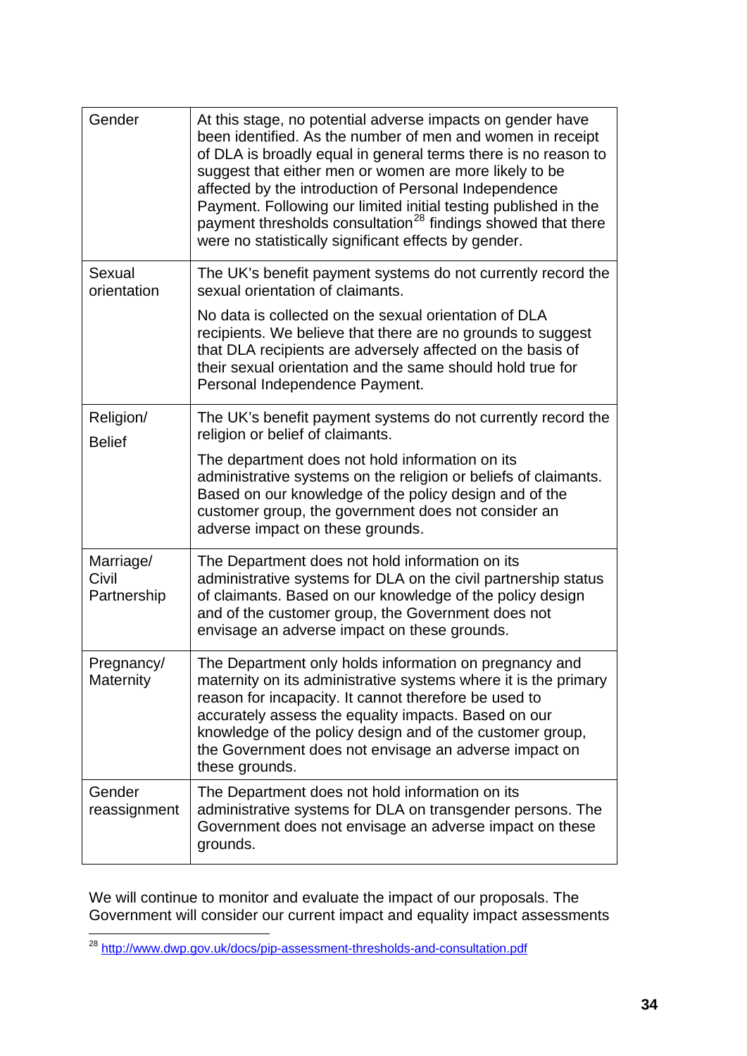| | |
|---|---|
| Gender | At this stage, no potential adverse impacts on gender have been identified. As the number of men and women in receipt of DLA is broadly equal in general terms there is no reason to suggest that either men or women are more likely to be affected by the introduction of Personal Independence Payment. Following our limited initial testing published in the payment thresholds consultation[28] findings showed that there were no statistically significant effects by gender. |
| Sexual orientation | The UK's benefit payment systems do not currently record the sexual orientation of claimants.<br><br>No data is collected on the sexual orientation of DLA recipients. We believe that there are no grounds to suggest that DLA recipients are adversely affected on the basis of their sexual orientation and the same should hold true for Personal Independence Payment. |
| Religion/ Belief | The UK's benefit payment systems do not currently record the religion or belief of claimants.<br><br>The department does not hold information on its administrative systems on the religion or beliefs of claimants. Based on our knowledge of the policy design and of the customer group, the government does not consider an adverse impact on these grounds. |
| Marriage/ Civil Partnership | The Department does not hold information on its administrative systems for DLA on the civil partnership status of claimants. Based on our knowledge of the policy design and of the customer group, the Government does not envisage an adverse impact on these grounds. |
| Pregnancy/ Maternity | The Department only holds information on pregnancy and maternity on its administrative systems where it is the primary reason for incapacity. It cannot therefore be used to accurately assess the equality impacts. Based on our knowledge of the policy design and of the customer group, the Government does not envisage an adverse impact on these grounds. |
| Gender reassignment | The Department does not hold information on its administrative systems for DLA on transgender persons. The Government does not envisage an adverse impact on these grounds. |

We will continue to monitor and evaluate the impact of our proposals. The Government will consider our current impact and equality impact assessments

[28] http://www.dwp.gov.uk/docs/pip-assessment-thresholds-and-consultation.pdf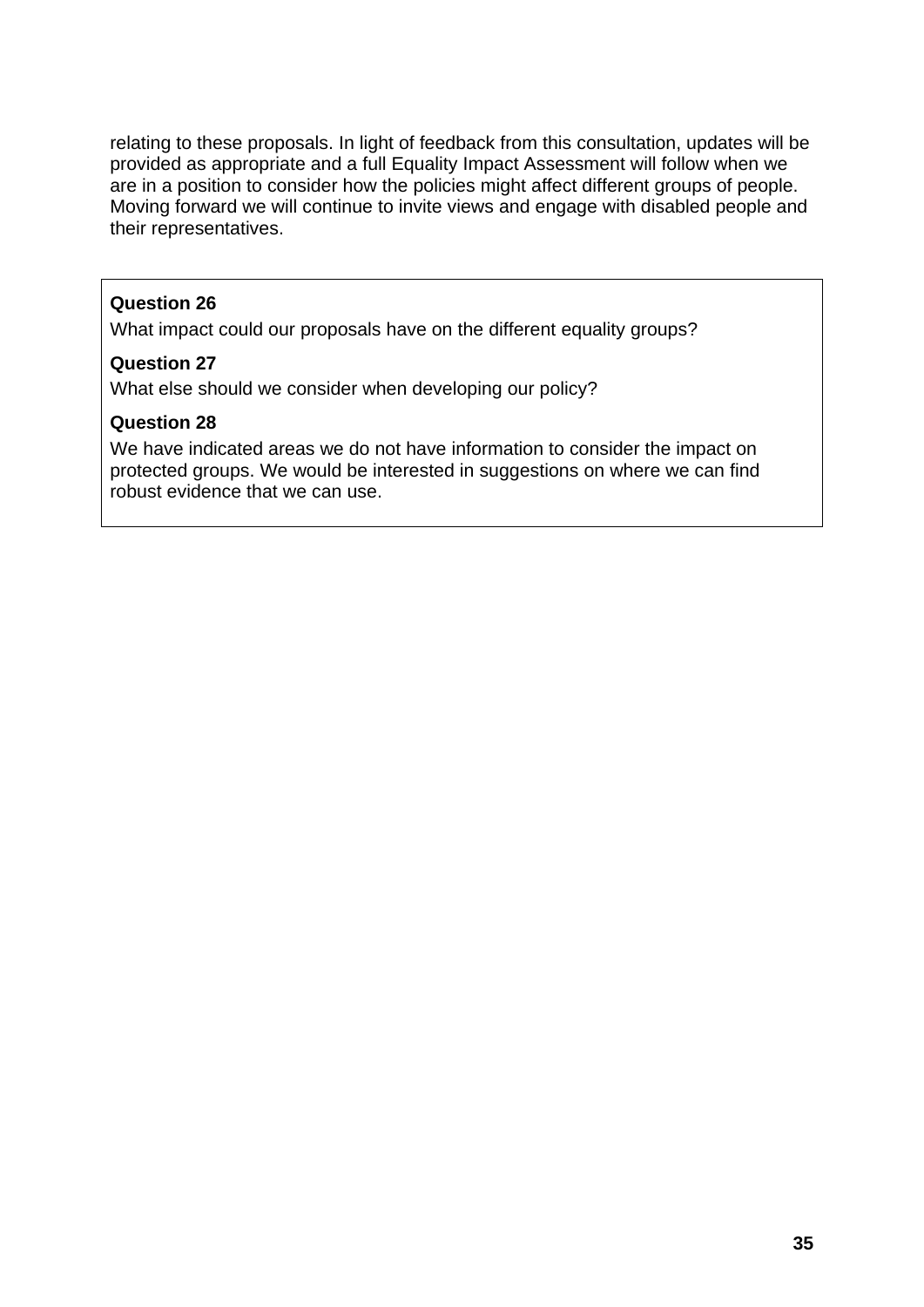relating to these proposals. In light of feedback from this consultation, updates will be provided as appropriate and a full Equality Impact Assessment will follow when we are in a position to consider how the policies might affect different groups of people. Moving forward we will continue to invite views and engage with disabled people and their representatives.

**Question 26**

What impact could our proposals have on the different equality groups?

**Question 27**

What else should we consider when developing our policy?

**Question 28**

We have indicated areas we do not have information to consider the impact on protected groups. We would be interested in suggestions on where we can find robust evidence that we can use.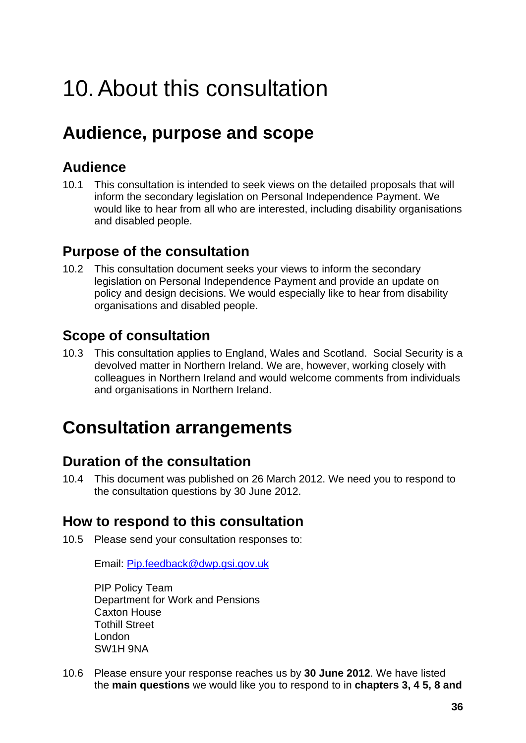# 10. About this consultation

## Audience, purpose and scope

### Audience

10.1 This consultation is intended to seek views on the detailed proposals that will inform the secondary legislation on Personal Independence Payment. We would like to hear from all who are interested, including disability organisations and disabled people.

### Purpose of the consultation

10.2 This consultation document seeks your views to inform the secondary legislation on Personal Independence Payment and provide an update on policy and design decisions. We would especially like to hear from disability organisations and disabled people.

### Scope of consultation

10.3 This consultation applies to England, Wales and Scotland. Social Security is a devolved matter in Northern Ireland. We are, however, working closely with colleagues in Northern Ireland and would welcome comments from individuals and organisations in Northern Ireland.

## Consultation arrangements

### Duration of the consultation

10.4 This document was published on 26 March 2012. We need you to respond to the consultation questions by 30 June 2012.

### How to respond to this consultation

10.5 Please send your consultation responses to:

Email: Pip.feedback@dwp.gsi.gov.uk

PIP Policy Team
Department for Work and Pensions
Caxton House
Tothill Street
London
SW1H 9NA

10.6 Please ensure your response reaches us by **30 June 2012**. We have listed the **main questions** we would like you to respond to in **chapters 3, 4 5, 8 and**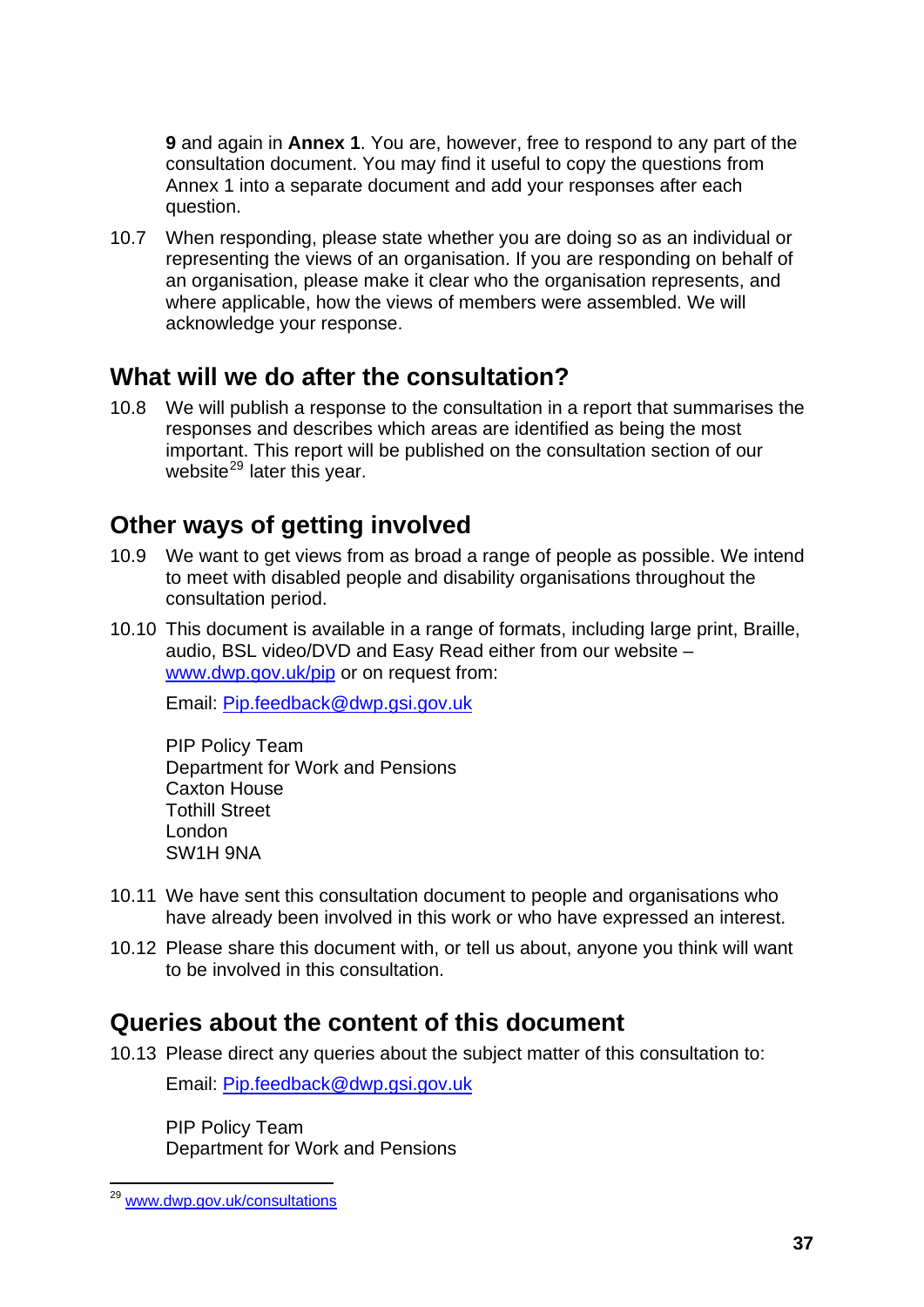**9** and again in **Annex 1**. You are, however, free to respond to any part of the consultation document. You may find it useful to copy the questions from Annex 1 into a separate document and add your responses after each question.

10.7 When responding, please state whether you are doing so as an individual or representing the views of an organisation. If you are responding on behalf of an organisation, please make it clear who the organisation represents, and where applicable, how the views of members were assembled. We will acknowledge your response.

## What will we do after the consultation?

10.8 We will publish a response to the consultation in a report that summarises the responses and describes which areas are identified as being the most important. This report will be published on the consultation section of our website[29] later this year.

## Other ways of getting involved

10.9 We want to get views from as broad a range of people as possible. We intend to meet with disabled people and disability organisations throughout the consultation period.

10.10 This document is available in a range of formats, including large print, Braille, audio, BSL video/DVD and Easy Read either from our website – www.dwp.gov.uk/pip or on request from:

Email: Pip.feedback@dwp.gsi.gov.uk

PIP Policy Team
Department for Work and Pensions
Caxton House
Tothill Street
London
SW1H 9NA

10.11 We have sent this consultation document to people and organisations who have already been involved in this work or who have expressed an interest.

10.12 Please share this document with, or tell us about, anyone you think will want to be involved in this consultation.

## Queries about the content of this document

10.13 Please direct any queries about the subject matter of this consultation to:

Email: Pip.feedback@dwp.gsi.gov.uk

PIP Policy Team
Department for Work and Pensions

---

[29] www.dwp.gov.uk/consultations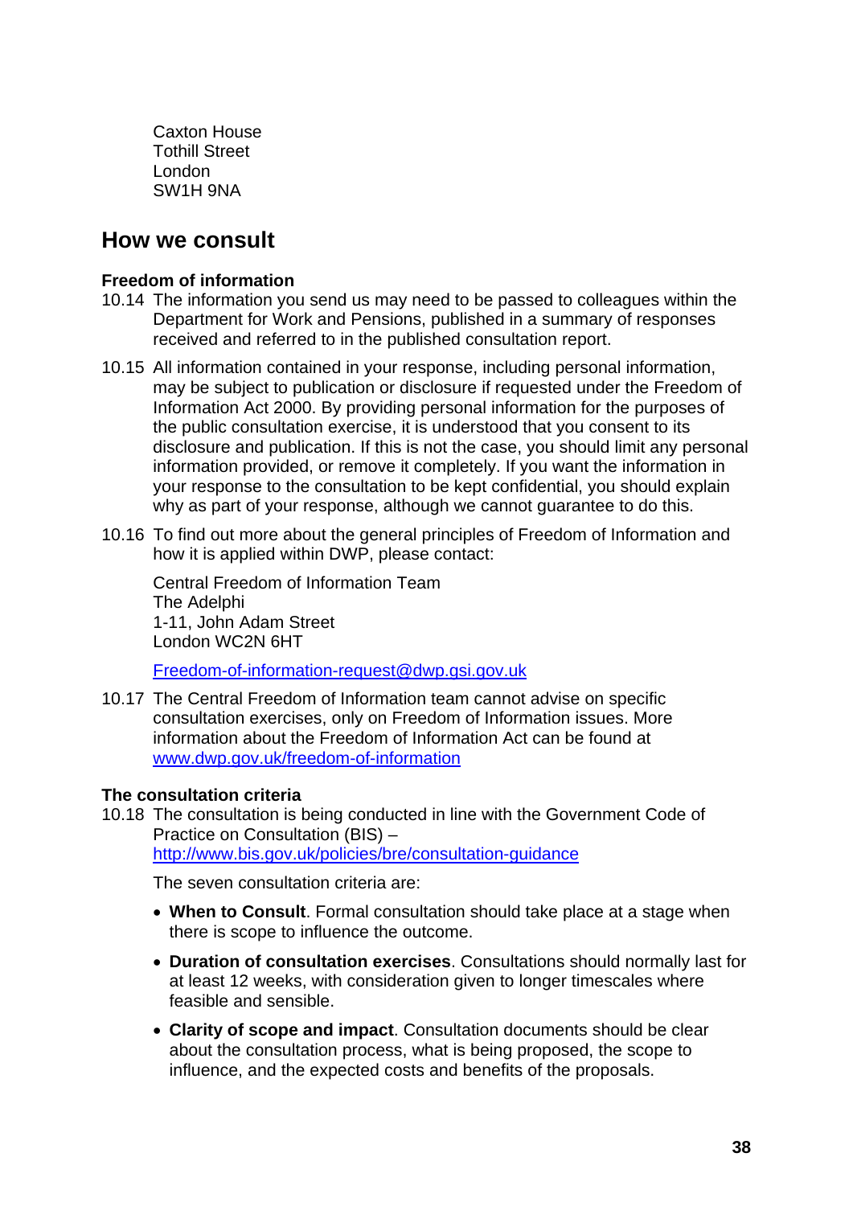Caxton House
Tothill Street
London
SW1H 9NA

## How we consult

**Freedom of information**

10.14 The information you send us may need to be passed to colleagues within the Department for Work and Pensions, published in a summary of responses received and referred to in the published consultation report.

10.15 All information contained in your response, including personal information, may be subject to publication or disclosure if requested under the Freedom of Information Act 2000. By providing personal information for the purposes of the public consultation exercise, it is understood that you consent to its disclosure and publication. If this is not the case, you should limit any personal information provided, or remove it completely. If you want the information in your response to the consultation to be kept confidential, you should explain why as part of your response, although we cannot guarantee to do this.

10.16 To find out more about the general principles of Freedom of Information and how it is applied within DWP, please contact:

Central Freedom of Information Team
The Adelphi
1-11, John Adam Street
London WC2N 6HT

Freedom-of-information-request@dwp.gsi.gov.uk

10.17 The Central Freedom of Information team cannot advise on specific consultation exercises, only on Freedom of Information issues. More information about the Freedom of Information Act can be found at www.dwp.gov.uk/freedom-of-information

**The consultation criteria**

10.18 The consultation is being conducted in line with the Government Code of Practice on Consultation (BIS) – http://www.bis.gov.uk/policies/bre/consultation-guidance

The seven consultation criteria are:

- **When to Consult**. Formal consultation should take place at a stage when there is scope to influence the outcome.
- **Duration of consultation exercises**. Consultations should normally last for at least 12 weeks, with consideration given to longer timescales where feasible and sensible.
- **Clarity of scope and impact**. Consultation documents should be clear about the consultation process, what is being proposed, the scope to influence, and the expected costs and benefits of the proposals.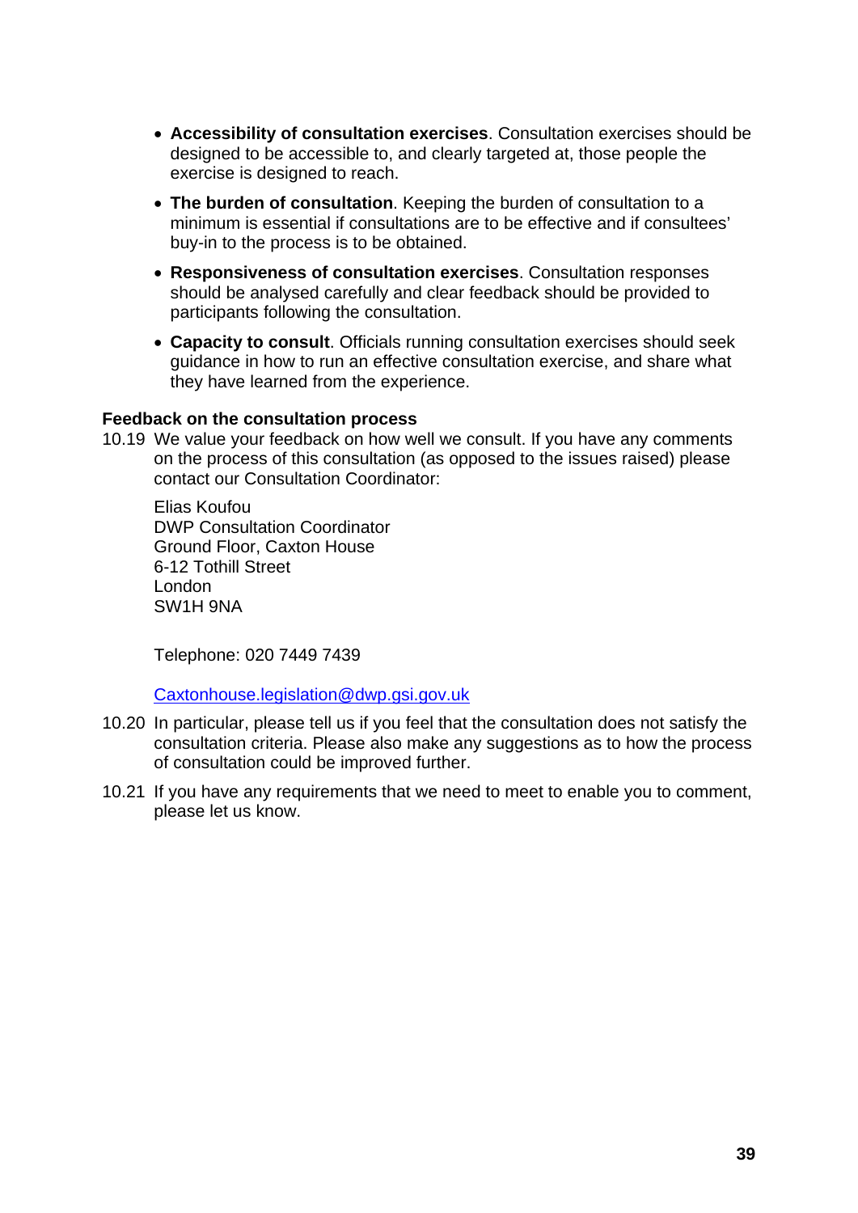- **Accessibility of consultation exercises**. Consultation exercises should be designed to be accessible to, and clearly targeted at, those people the exercise is designed to reach.
- **The burden of consultation**. Keeping the burden of consultation to a minimum is essential if consultations are to be effective and if consultees' buy-in to the process is to be obtained.
- **Responsiveness of consultation exercises**. Consultation responses should be analysed carefully and clear feedback should be provided to participants following the consultation.
- **Capacity to consult**. Officials running consultation exercises should seek guidance in how to run an effective consultation exercise, and share what they have learned from the experience.

**Feedback on the consultation process**

10.19 We value your feedback on how well we consult. If you have any comments on the process of this consultation (as opposed to the issues raised) please contact our Consultation Coordinator:

Elias Koufou
DWP Consultation Coordinator
Ground Floor, Caxton House
6-12 Tothill Street
London
SW1H 9NA

Telephone: 020 7449 7439

Caxtonhouse.legislation@dwp.gsi.gov.uk

10.20 In particular, please tell us if you feel that the consultation does not satisfy the consultation criteria. Please also make any suggestions as to how the process of consultation could be improved further.

10.21 If you have any requirements that we need to meet to enable you to comment, please let us know.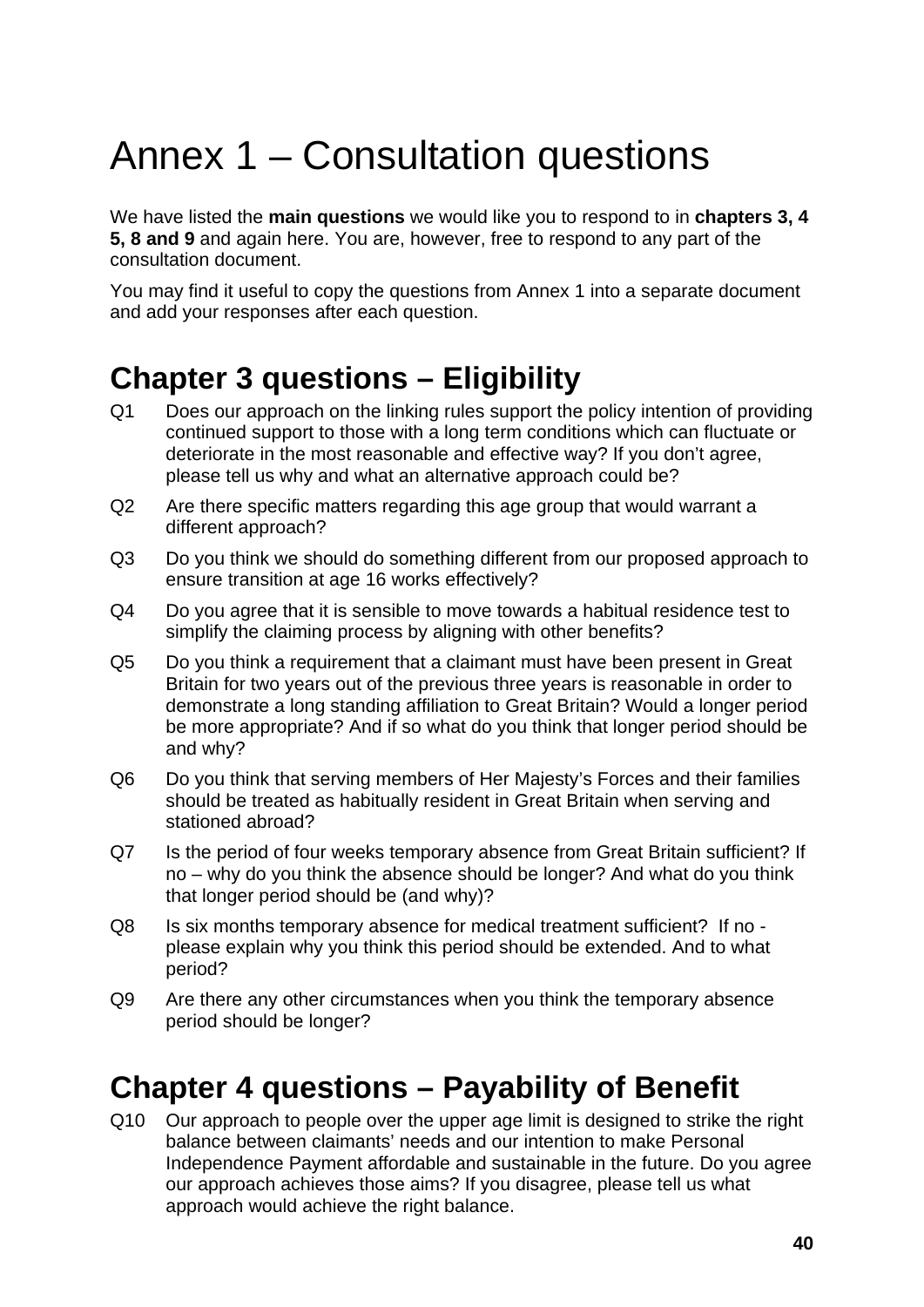# Annex 1 – Consultation questions

We have listed the **main questions** we would like you to respond to in **chapters 3, 4 5, 8 and 9** and again here. You are, however, free to respond to any part of the consultation document.

You may find it useful to copy the questions from Annex 1 into a separate document and add your responses after each question.

## Chapter 3 questions – Eligibility

Q1 Does our approach on the linking rules support the policy intention of providing continued support to those with a long term conditions which can fluctuate or deteriorate in the most reasonable and effective way? If you don't agree, please tell us why and what an alternative approach could be?

Q2 Are there specific matters regarding this age group that would warrant a different approach?

Q3 Do you think we should do something different from our proposed approach to ensure transition at age 16 works effectively?

Q4 Do you agree that it is sensible to move towards a habitual residence test to simplify the claiming process by aligning with other benefits?

Q5 Do you think a requirement that a claimant must have been present in Great Britain for two years out of the previous three years is reasonable in order to demonstrate a long standing affiliation to Great Britain? Would a longer period be more appropriate? And if so what do you think that longer period should be and why?

Q6 Do you think that serving members of Her Majesty's Forces and their families should be treated as habitually resident in Great Britain when serving and stationed abroad?

Q7 Is the period of four weeks temporary absence from Great Britain sufficient? If no – why do you think the absence should be longer? And what do you think that longer period should be (and why)?

Q8 Is six months temporary absence for medical treatment sufficient? If no - please explain why you think this period should be extended. And to what period?

Q9 Are there any other circumstances when you think the temporary absence period should be longer?

## Chapter 4 questions – Payability of Benefit

Q10 Our approach to people over the upper age limit is designed to strike the right balance between claimants' needs and our intention to make Personal Independence Payment affordable and sustainable in the future. Do you agree our approach achieves those aims? If you disagree, please tell us what approach would achieve the right balance.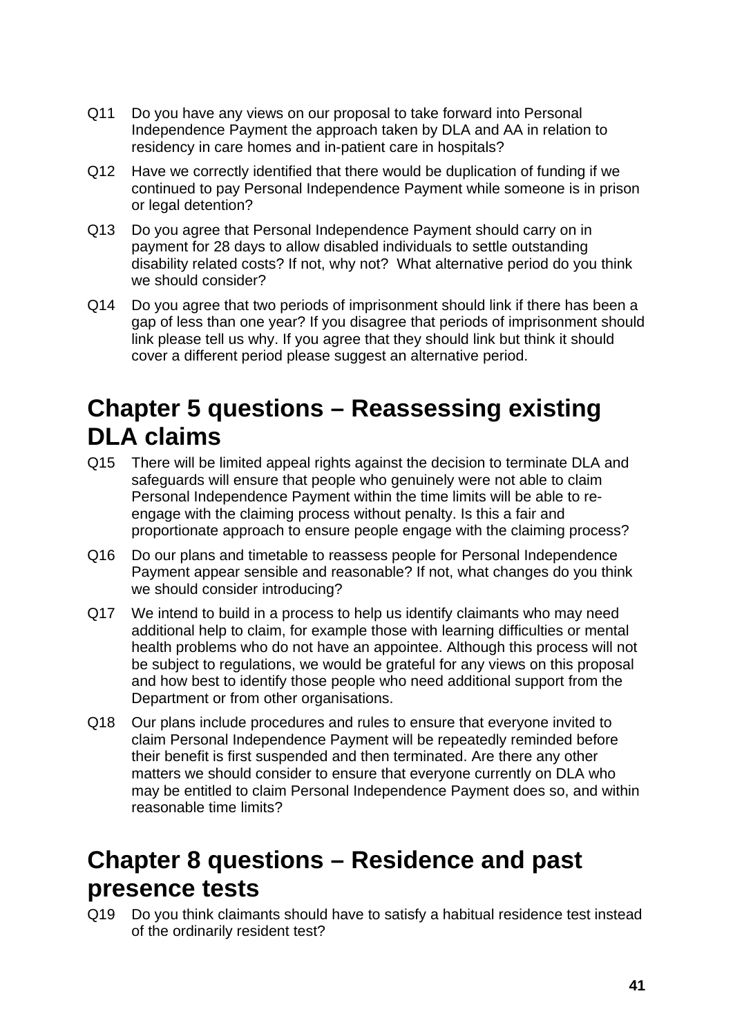Q11 Do you have any views on our proposal to take forward into Personal Independence Payment the approach taken by DLA and AA in relation to residency in care homes and in-patient care in hospitals?

Q12 Have we correctly identified that there would be duplication of funding if we continued to pay Personal Independence Payment while someone is in prison or legal detention?

Q13 Do you agree that Personal Independence Payment should carry on in payment for 28 days to allow disabled individuals to settle outstanding disability related costs? If not, why not? What alternative period do you think we should consider?

Q14 Do you agree that two periods of imprisonment should link if there has been a gap of less than one year? If you disagree that periods of imprisonment should link please tell us why. If you agree that they should link but think it should cover a different period please suggest an alternative period.

## Chapter 5 questions – Reassessing existing DLA claims

Q15 There will be limited appeal rights against the decision to terminate DLA and safeguards will ensure that people who genuinely were not able to claim Personal Independence Payment within the time limits will be able to re-engage with the claiming process without penalty. Is this a fair and proportionate approach to ensure people engage with the claiming process?

Q16 Do our plans and timetable to reassess people for Personal Independence Payment appear sensible and reasonable? If not, what changes do you think we should consider introducing?

Q17 We intend to build in a process to help us identify claimants who may need additional help to claim, for example those with learning difficulties or mental health problems who do not have an appointee. Although this process will not be subject to regulations, we would be grateful for any views on this proposal and how best to identify those people who need additional support from the Department or from other organisations.

Q18 Our plans include procedures and rules to ensure that everyone invited to claim Personal Independence Payment will be repeatedly reminded before their benefit is first suspended and then terminated. Are there any other matters we should consider to ensure that everyone currently on DLA who may be entitled to claim Personal Independence Payment does so, and within reasonable time limits?

## Chapter 8 questions – Residence and past presence tests

Q19 Do you think claimants should have to satisfy a habitual residence test instead of the ordinarily resident test?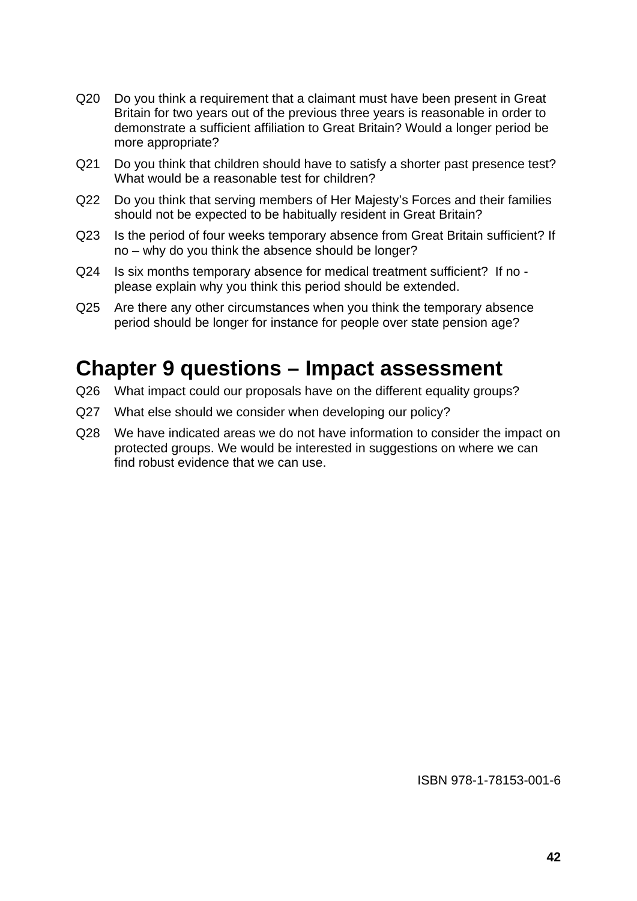Q20 Do you think a requirement that a claimant must have been present in Great Britain for two years out of the previous three years is reasonable in order to demonstrate a sufficient affiliation to Great Britain? Would a longer period be more appropriate?

Q21 Do you think that children should have to satisfy a shorter past presence test? What would be a reasonable test for children?

Q22 Do you think that serving members of Her Majesty's Forces and their families should not be expected to be habitually resident in Great Britain?

Q23 Is the period of four weeks temporary absence from Great Britain sufficient? If no – why do you think the absence should be longer?

Q24 Is six months temporary absence for medical treatment sufficient? If no - please explain why you think this period should be extended.

Q25 Are there any other circumstances when you think the temporary absence period should be longer for instance for people over state pension age?

## Chapter 9 questions – Impact assessment

Q26 What impact could our proposals have on the different equality groups?

Q27 What else should we consider when developing our policy?

Q28 We have indicated areas we do not have information to consider the impact on protected groups. We would be interested in suggestions on where we can find robust evidence that we can use.

ISBN 978-1-78153-001-6